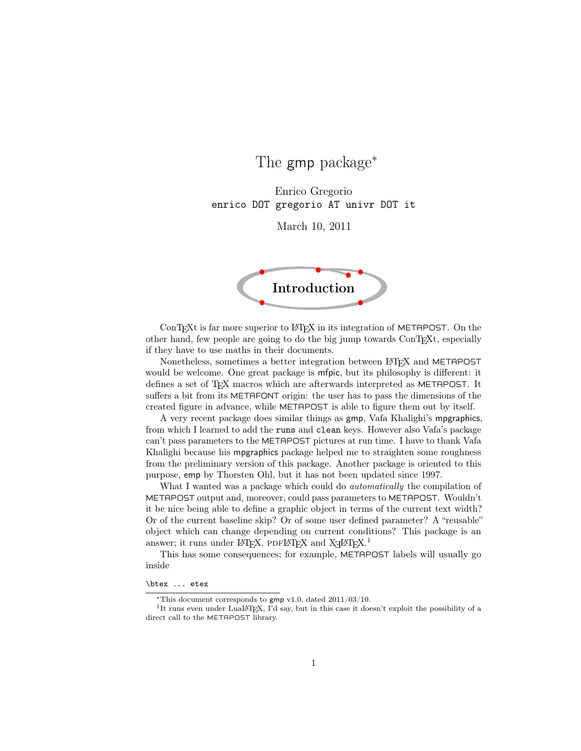# The gmp package*

Enrico Gregorio
`enrico DOT gregorio AT univr DOT it`

March 10, 2011

## Introduction

ConTEXt is far more superior to LATEX in its integration of METAPOST. On the other hand, few people are going to do the big jump towards ConTEXt, especially if they have to use maths in their documents.

Nonetheless, sometimes a better integration between LATEX and METAPOST would be welcome. One great package is mfpic, but its philosophy is different: it defines a set of TEX macros which are afterwards interpreted as METAPOST. It suffers a bit from its METAFONT origin: the user has to pass the dimensions of the created figure in advance, while METAPOST is able to figure them out by itself.

A very recent package does similar things as gmp, Vafa Khalighi's mpgraphics, from which I learned to add the `runs` and `clean` keys. However also Vafa's package can't pass parameters to the METAPOST pictures at run time. I have to thank Vafa Khalighi because his mpgraphics package helped me to straighten some roughness from the preliminary version of this package. Another package is oriented to this purpose, emp by Thorsten Ohl, but it has not been updated since 1997.

What I wanted was a package which could do *automatically* the compilation of METAPOST output and, moreover, could pass parameters to METAPOST. Wouldn't it be nice being able to define a graphic object in terms of the current text width? Or of the current baseline skip? Or of some user defined parameter? A "reusable" object which can change depending on current conditions? This package is an answer; it runs under LATEX, PDFLATEX and XƎLATEX.[1]

This has some consequences; for example, METAPOST labels will usually go inside

```
\btex ... etex
```

---

*This document corresponds to gmp v1.0, dated 2011/03/10.

[1] It runs even under LuaLATEX, I'd say, but in this case it doesn't exploit the possibility of a direct call to the METAPOST library.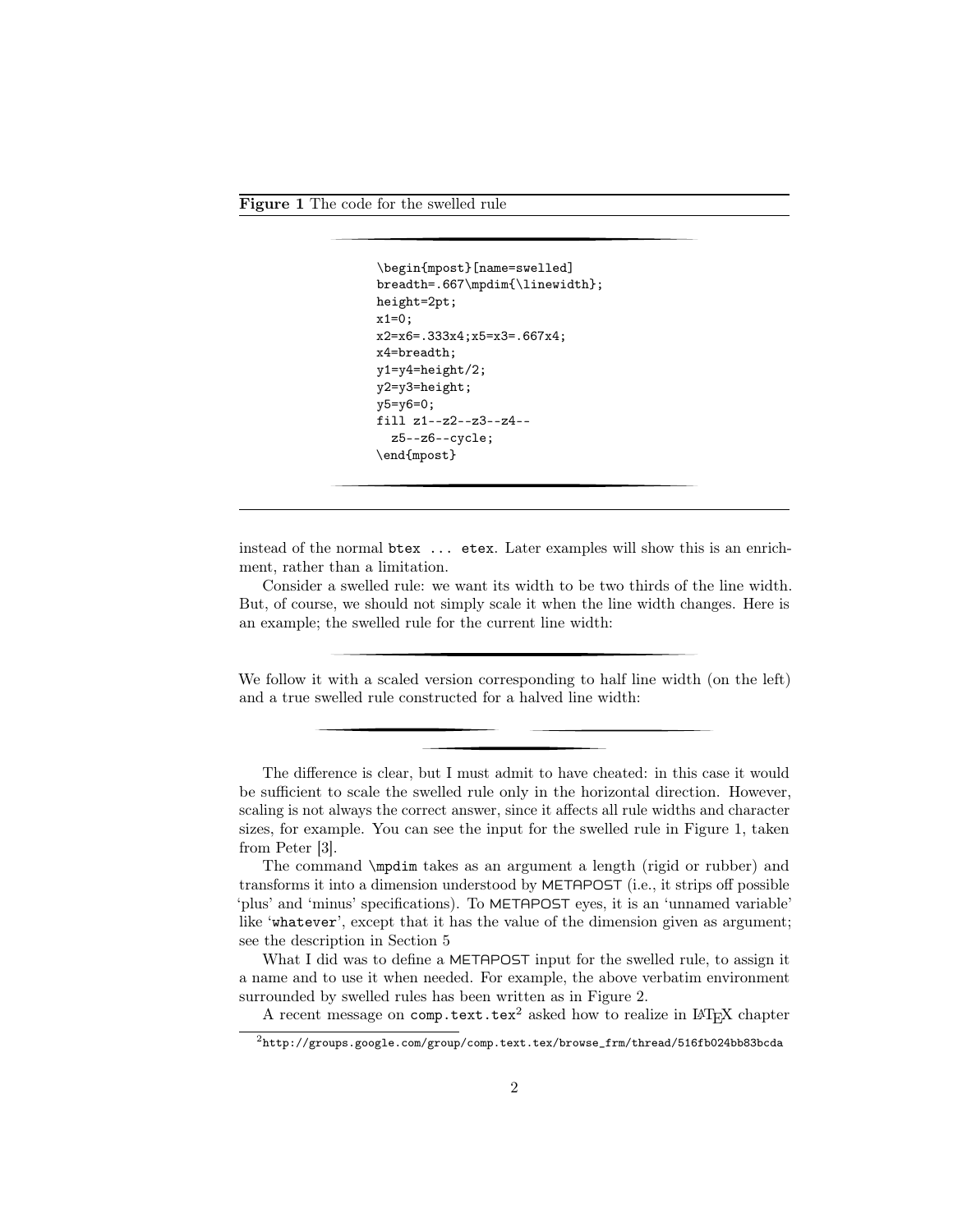**Figure 1** The code for the swelled rule

```
\begin{mpost}[name=swelled]
breadth=.667\mpdim{\linewidth};
height=2pt;
x1=0;
x2=x6=.333x4;x5=x3=.667x4;
x4=breadth;
y1=y4=height/2;
y2=y3=height;
y5=y6=0;
fill z1--z2--z3--z4--
  z5--z6--cycle;
\end{mpost}
```

instead of the normal `btex ... etex`. Later examples will show this is an enrichment, rather than a limitation.

Consider a swelled rule: we want its width to be two thirds of the line width. But, of course, we should not simply scale it when the line width changes. Here is an example; the swelled rule for the current line width:

We follow it with a scaled version corresponding to half line width (on the left) and a true swelled rule constructed for a halved line width:

The difference is clear, but I must admit to have cheated: in this case it would be sufficient to scale the swelled rule only in the horizontal direction. However, scaling is not always the correct answer, since it affects all rule widths and character sizes, for example. You can see the input for the swelled rule in Figure 1, taken from Peter [3].

The command `\mpdim` takes as an argument a length (rigid or rubber) and transforms it into a dimension understood by METAPOST (i.e., it strips off possible 'plus' and 'minus' specifications). To METAPOST eyes, it is an 'unnamed variable' like '`whatever`', except that it has the value of the dimension given as argument; see the description in Section 5

What I did was to define a METAPOST input for the swelled rule, to assign it a name and to use it when needed. For example, the above verbatim environment surrounded by swelled rules has been written as in Figure 2.

A recent message on `comp.text.tex`[2] asked how to realize in LaTeX chapter

[2] `http://groups.google.com/group/comp.text.tex/browse_frm/thread/516fb024bb83bcda`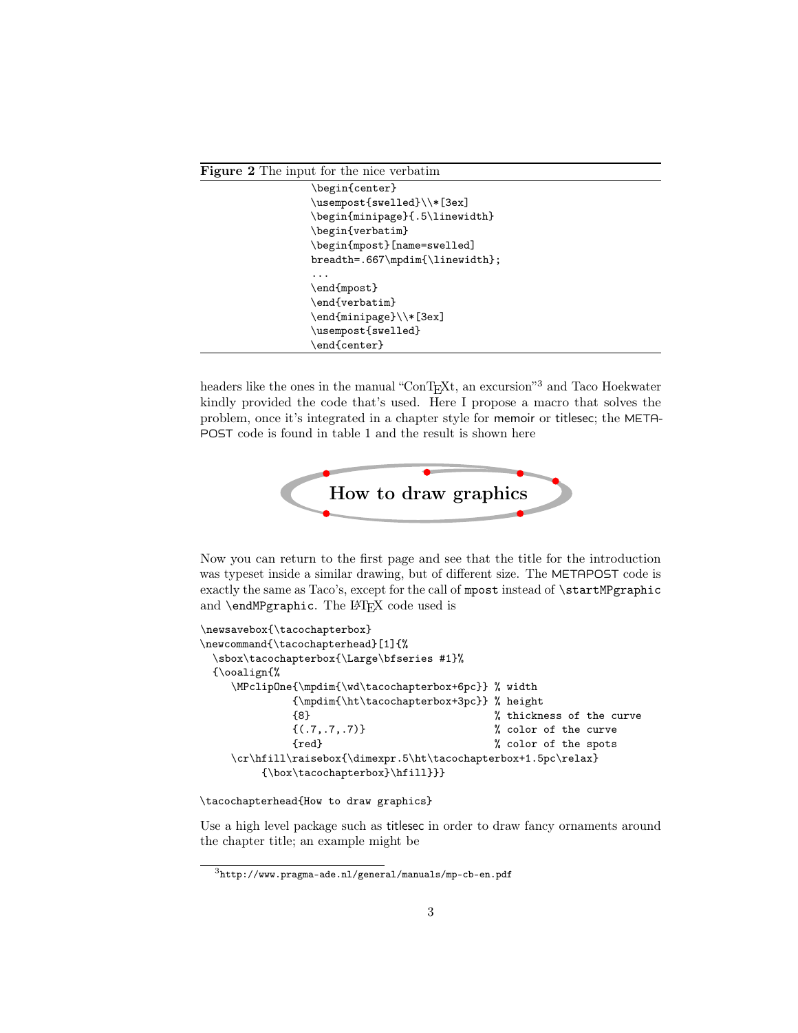**Figure 2** The input for the nice verbatim

```
\begin{center}
\usempost{swelled}\\*[3ex]
\begin{minipage}{.5\linewidth}
\begin{verbatim}
\begin{mpost}[name=swelled]
breadth=.667\mpdim{\linewidth};
...
\end{mpost}
\end{verbatim}
\end{minipage}\\*[3ex]
\usempost{swelled}
\end{center}
```

headers like the ones in the manual "ConTEXt, an excursion"[3] and Taco Hoekwater kindly provided the code that's used. Here I propose a macro that solves the problem, once it's integrated in a chapter style for memoir or titlesec; the METAPOST code is found in table 1 and the result is shown here

**How to draw graphics**

Now you can return to the first page and see that the title for the introduction was typeset inside a similar drawing, but of different size. The METAPOST code is exactly the same as Taco's, except for the call of mpost instead of \startMPgraphic and \endMPgraphic. The LaTeX code used is

```
\newsavebox{\tacochapterbox}
\newcommand{\tacochapterhead}[1]{%
  \sbox\tacochapterbox{\Large\bfseries #1}%
  {\ooalign{%
     \MPclipOne{\mpdim{\wd\tacochapterbox+6pc}} % width
               {\mpdim{\ht\tacochapterbox+3pc}} % height
               {8}                              % thickness of the curve
               {(.7,.7,.7)}                     % color of the curve
               {red}                            % color of the spots
     \cr\hfill\raisebox{\dimexpr.5\ht\tacochapterbox+1.5pc\relax}
          {\box\tacochapterbox}\hfill}}}

\tacochapterhead{How to draw graphics}
```

Use a high level package such as titlesec in order to draw fancy ornaments around the chapter title; an example might be

[3] http://www.pragma-ade.nl/general/manuals/mp-cb-en.pdf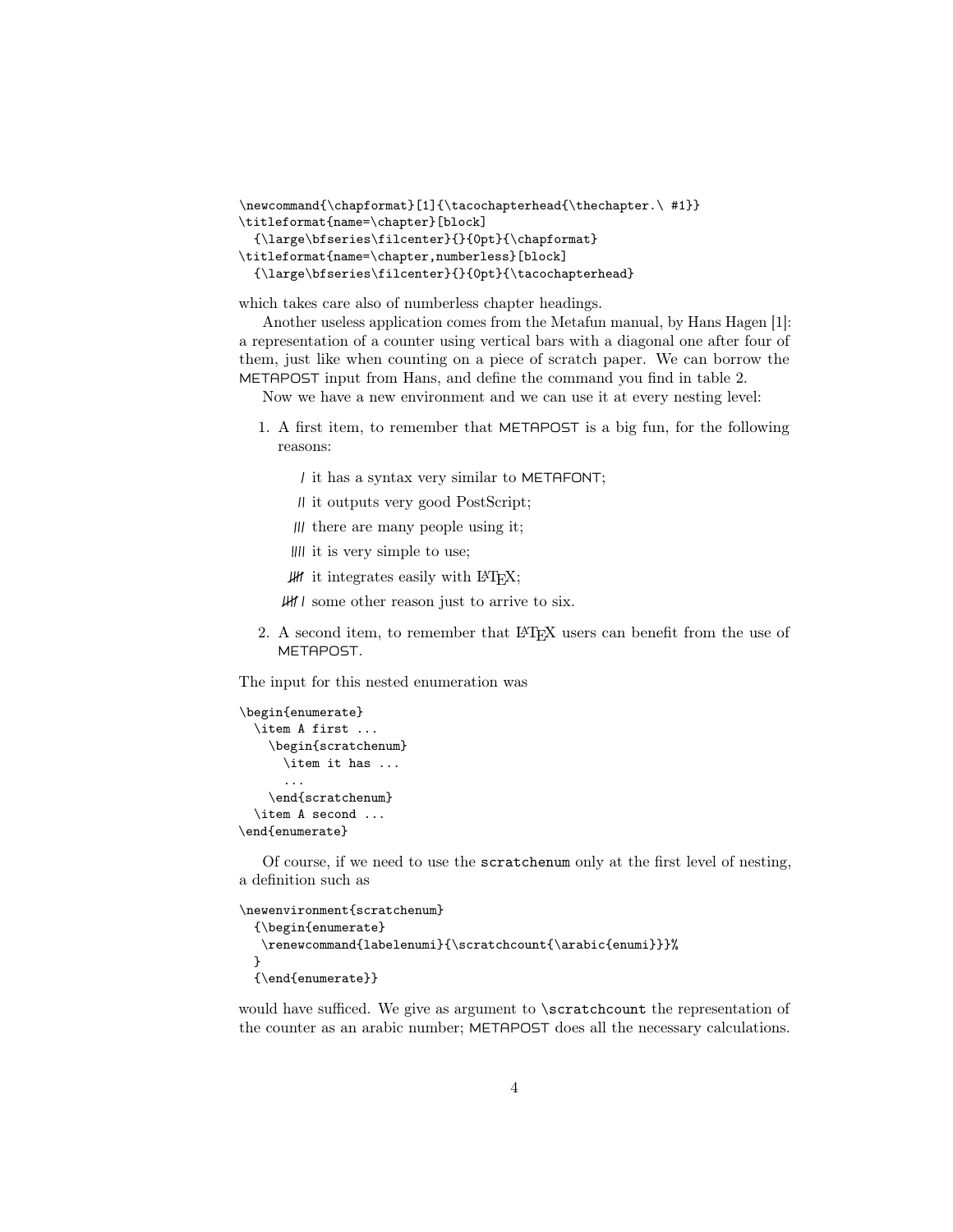```
\newcommand{\chapformat}[1]{\tacochapterhead{\thechapter.\ #1}}
\titleformat{name=\chapter}[block]
  {\large\bfseries\filcenter}{}{0pt}{\chapformat}
\titleformat{name=\chapter,numberless}[block]
  {\large\bfseries\filcenter}{}{0pt}{\tacochapterhead}
```

which takes care also of numberless chapter headings.

Another useless application comes from the Metafun manual, by Hans Hagen [1]: a representation of a counter using vertical bars with a diagonal one after four of them, just like when counting on a piece of scratch paper. We can borrow the METAPOST input from Hans, and define the command you find in table 2.

Now we have a new environment and we can use it at every nesting level:

1. A first item, to remember that METAPOST is a big fun, for the following reasons:

   / it has a syntax very similar to METAFONT;

   // it outputs very good PostScript;

   /// there are many people using it;

   //// it is very simple to use;

   ~~////~~ it integrates easily with LaTeX;

   ~~////~~ / some other reason just to arrive to six.

2. A second item, to remember that LaTeX users can benefit from the use of METAPOST.

The input for this nested enumeration was

```
\begin{enumerate}
  \item A first ...
    \begin{scratchenum}
      \item it has ...
      ...
    \end{scratchenum}
  \item A second ...
\end{enumerate}
```

Of course, if we need to use the `scratchenum` only at the first level of nesting, a definition such as

```
\newenvironment{scratchenum}
  {\begin{enumerate}
   \renewcommand{labelenumi}{\scratchcount{\arabic{enumi}}}%
  }
  {\end{enumerate}}
```

would have sufficed. We give as argument to `\scratchcount` the representation of the counter as an arabic number; METAPOST does all the necessary calculations.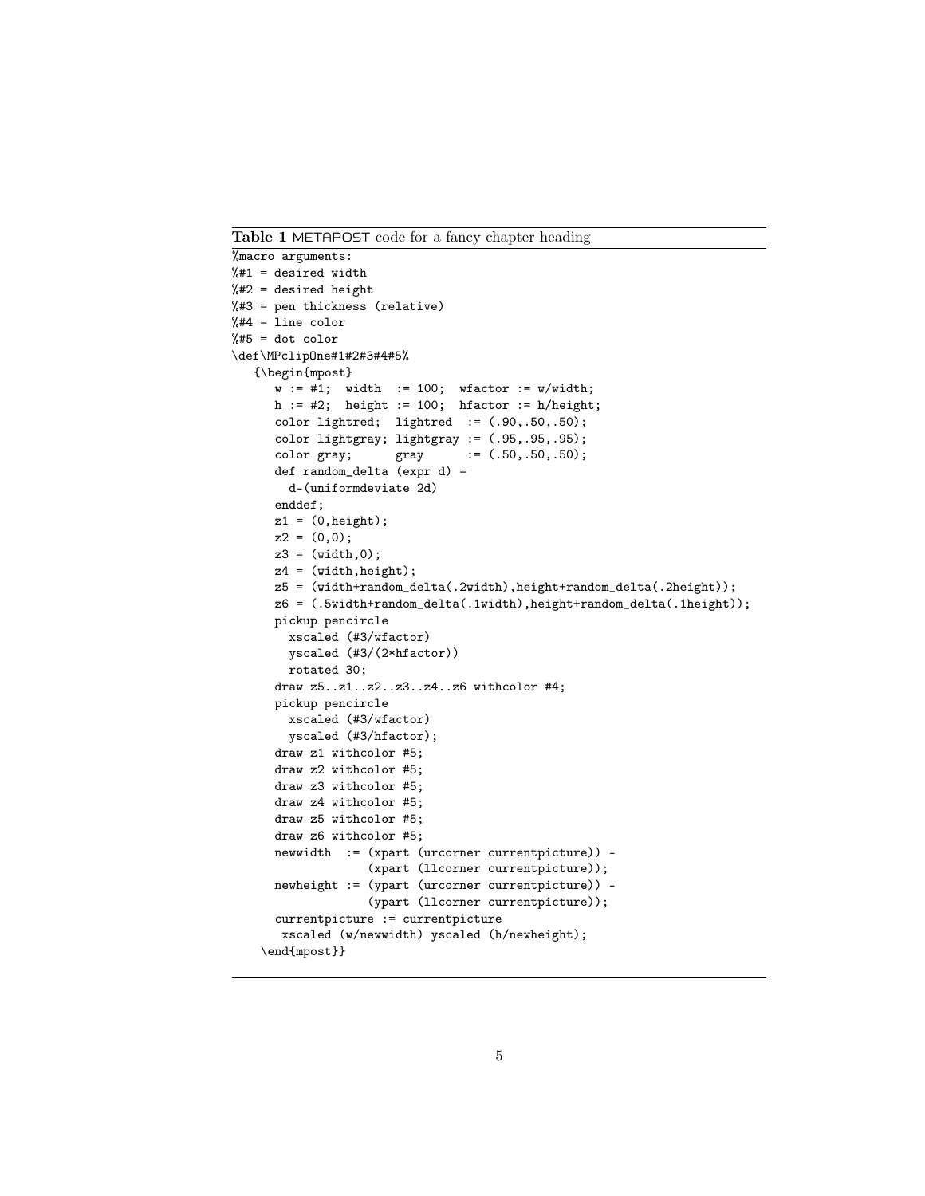**Table 1** METAPOST code for a fancy chapter heading

```
%macro arguments:
%#1 = desired width
%#2 = desired height
%#3 = pen thickness (relative)
%#4 = line color
%#5 = dot color
\def\MPclipOne#1#2#3#4#5%
   {\begin{mpost}
      w := #1;  width  := 100;  wfactor := w/width;
      h := #2;  height := 100;  hfactor := h/height;
      color lightred;  lightred  := (.90,.50,.50);
      color lightgray; lightgray := (.95,.95,.95);
      color gray;      gray      := (.50,.50,.50);
      def random_delta (expr d) =
        d-(uniformdeviate 2d)
      enddef;
      z1 = (0,height);
      z2 = (0,0);
      z3 = (width,0);
      z4 = (width,height);
      z5 = (width+random_delta(.2width),height+random_delta(.2height));
      z6 = (.5width+random_delta(.1width),height+random_delta(.1height));
      pickup pencircle
        xscaled (#3/wfactor)
        yscaled (#3/(2*hfactor))
        rotated 30;
      draw z5..z1..z2..z3..z4..z6 withcolor #4;
      pickup pencircle
        xscaled (#3/wfactor)
        yscaled (#3/hfactor);
      draw z1 withcolor #5;
      draw z2 withcolor #5;
      draw z3 withcolor #5;
      draw z4 withcolor #5;
      draw z5 withcolor #5;
      draw z6 withcolor #5;
      newwidth  := (xpart (urcorner currentpicture)) -
                   (xpart (llcorner currentpicture));
      newheight := (ypart (urcorner currentpicture)) -
                   (ypart (llcorner currentpicture));
      currentpicture := currentpicture
       xscaled (w/newwidth) yscaled (h/newheight);
    \end{mpost}}
```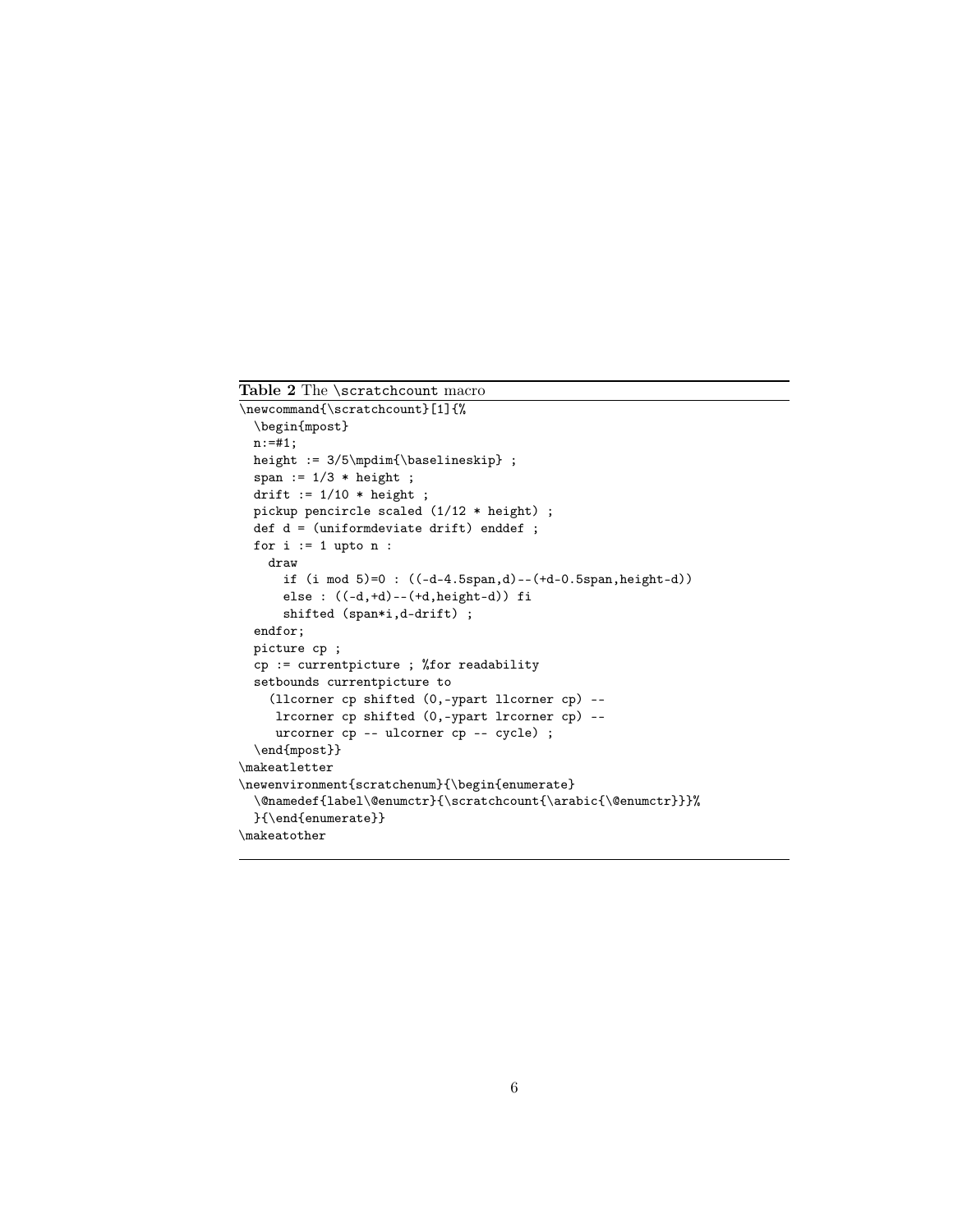**Table 2** The `\scratchcount` macro

```
\newcommand{\scratchcount}[1]{%
  \begin{mpost}
  n:=#1;
  height := 3/5\mpdim{\baselineskip} ;
  span := 1/3 * height ;
  drift := 1/10 * height ;
  pickup pencircle scaled (1/12 * height) ;
  def d = (uniformdeviate drift) enddef ;
  for i := 1 upto n :
    draw
      if (i mod 5)=0 : ((-d-4.5span,d)--(+d-0.5span,height-d))
      else : ((-d,+d)--(+d,height-d)) fi
      shifted (span*i,d-drift) ;
  endfor;
  picture cp ;
  cp := currentpicture ; %for readability
  setbounds currentpicture to
    (llcorner cp shifted (0,-ypart llcorner cp) --
     lrcorner cp shifted (0,-ypart lrcorner cp) --
     urcorner cp -- ulcorner cp -- cycle) ;
  \end{mpost}}
\makeatletter
\newenvironment{scratchenum}{\begin{enumerate}
  \@namedef{label\@enumctr}{\scratchcount{\arabic{\@enumctr}}}%
  }{\end{enumerate}}
\makeatother
```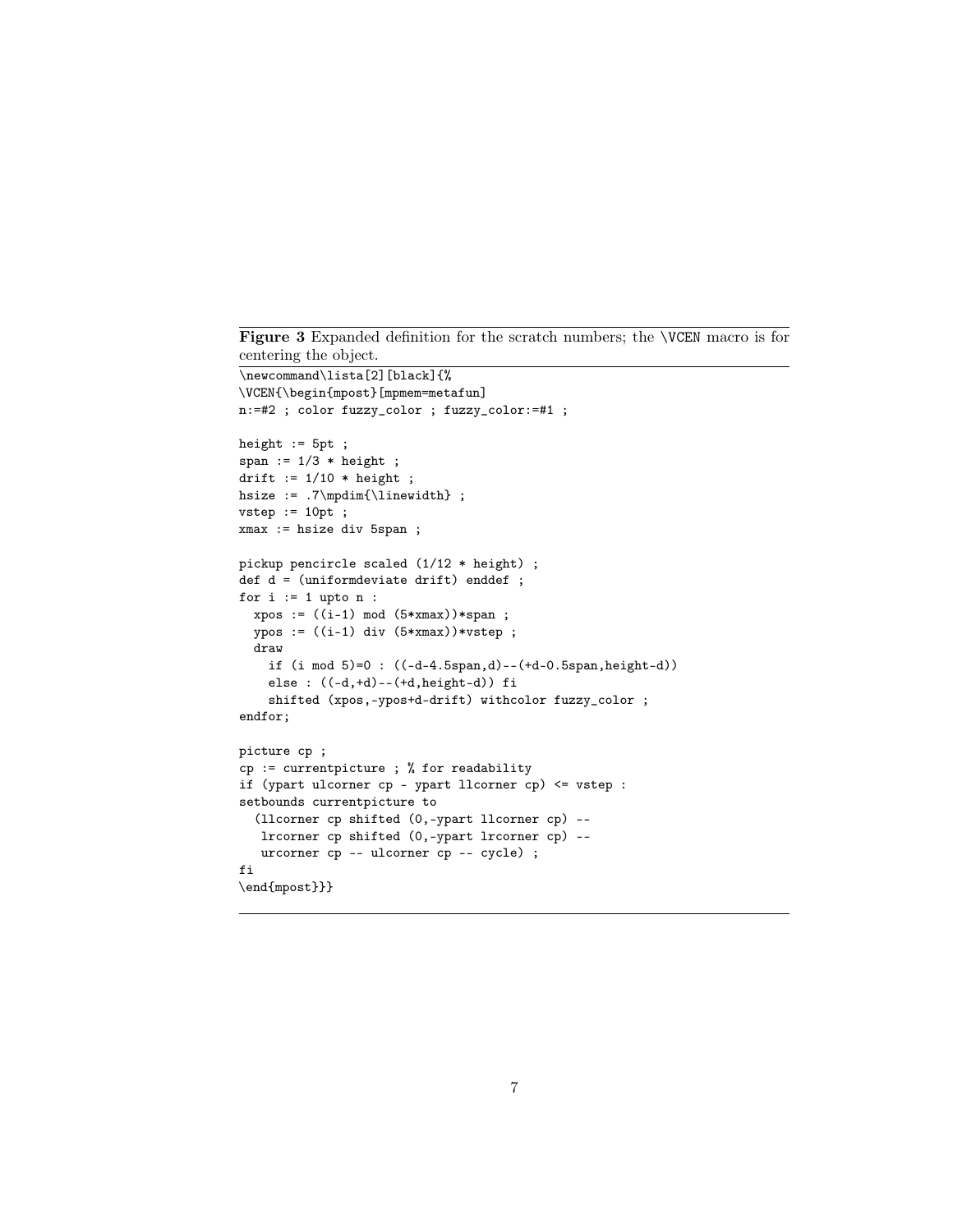**Figure 3** Expanded definition for the scratch numbers; the `\VCEN` macro is for centering the object.

```
\newcommand\lista[2][black]{%
\VCEN{\begin{mpost}[mpmem=metafun]
n:=#2 ; color fuzzy_color ; fuzzy_color:=#1 ;

height := 5pt ;
span := 1/3 * height ;
drift := 1/10 * height ;
hsize := .7\mpdim{\linewidth} ;
vstep := 10pt ;
xmax := hsize div 5span ;

pickup pencircle scaled (1/12 * height) ;
def d = (uniformdeviate drift) enddef ;
for i := 1 upto n :
  xpos := ((i-1) mod (5*xmax))*span ;
  ypos := ((i-1) div (5*xmax))*vstep ;
  draw
    if (i mod 5)=0 : ((-d-4.5span,d)--(+d-0.5span,height-d))
    else : ((-d,+d)--(+d,height-d)) fi
    shifted (xpos,-ypos+d-drift) withcolor fuzzy_color ;
endfor;

picture cp ;
cp := currentpicture ; % for readability
if (ypart ulcorner cp - ypart llcorner cp) <= vstep :
setbounds currentpicture to
  (llcorner cp shifted (0,-ypart llcorner cp) --
   lrcorner cp shifted (0,-ypart lrcorner cp) --
   urcorner cp -- ulcorner cp -- cycle) ;
fi
\end{mpost}}}
```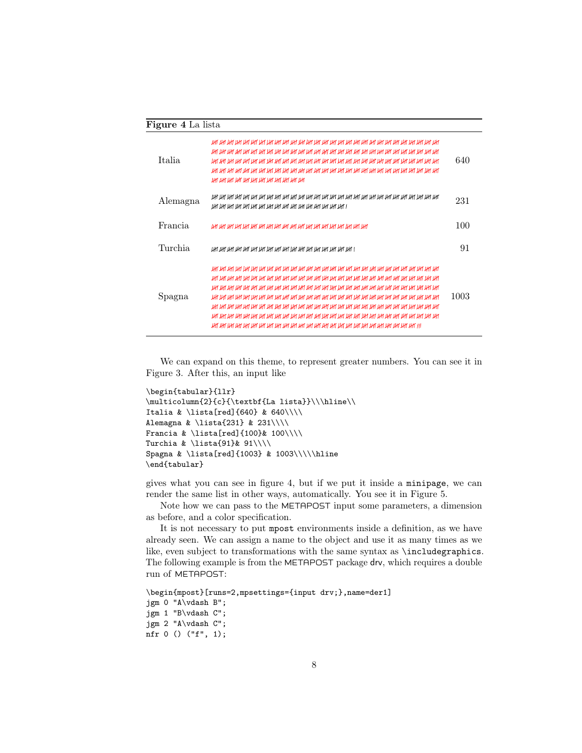**Figure 4** La lista

| | | |
|---|---|---|
| Italia | 卌 卌 卌 … (tally marks, red) | 640 |
| Alemagna | 卌 卌 卌 … (tally marks) | 231 |
| Francia | 卌 卌 卌 … (tally marks, red) | 100 |
| Turchia | 卌 卌 卌 … (tally marks) | 91 |
| Spagna | 卌 卌 卌 … (tally marks, red) | 1003 |

We can expand on this theme, to represent greater numbers. You can see it in Figure 3. After this, an input like

```
\begin{tabular}{llr}
\multicolumn{2}{c}{\textbf{La lista}}\\\hline\\
Italia & \lista[red]{640} & 640\\\\
Alemagna & \lista{231} & 231\\\\
Francia & \lista[red]{100}& 100\\\\
Turchia & \lista{91}& 91\\\\
Spagna & \lista[red]{1003} & 1003\\\\\hline
\end{tabular}
```

gives what you can see in figure 4, but if we put it inside a `minipage`, we can render the same list in other ways, automatically. You see it in Figure 5.

Note how we can pass to the METAPOST input some parameters, a dimension as before, and a color specification.

It is not necessary to put `mpost` environments inside a definition, as we have already seen. We can assign a name to the object and use it as many times as we like, even subject to transformations with the same syntax as `\includegraphics`. The following example is from the METAPOST package drv, which requires a double run of METAPOST:

```
\begin{mpost}[runs=2,mpsettings={input drv;},name=der1]
jgm 0 "A\vdash B";
jgm 1 "B\vdash C";
jgm 2 "A\vdash C";
nfr 0 () ("f", 1);
```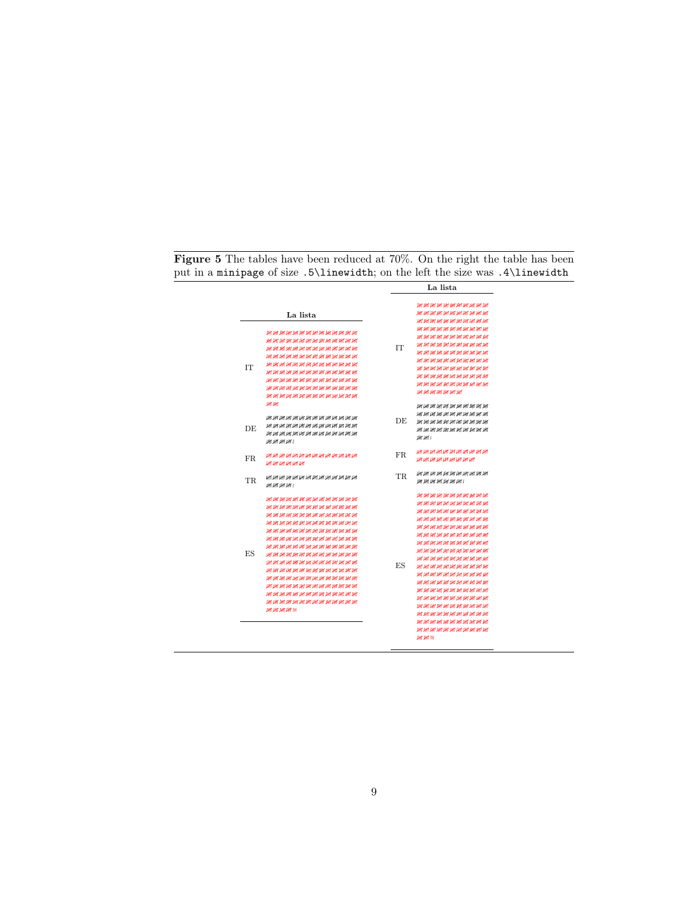**Figure 5** The tables have been reduced at 70%. On the right the table has been put in a `minipage` of size `.5\linewidth`; on the left the size was `.4\linewidth`

| La lista | |
|---|---|
| IT | 卌卌卌卌卌卌卌卌卌卌卌卌卌卌卌卌卌卌卌卌卌卌卌卌卌卌卌卌卌卌卌卌卌卌卌卌卌卌卌卌卌卌卌卌卌卌卌卌卌卌卌卌卌卌卌卌卌卌卌卌卌卌卌卌卌卌卌卌卌卌卌卌卌卌卌卌卌卌卌卌卌卌卌卌卌卌卌卌卌卌卌卌卌卌卌卌卌卌卌卌卌卌卌卌卌卌卌卌卌卌 |
| DE | 卌卌卌卌卌卌卌卌卌卌卌卌卌卌卌卌卌卌卌卌卌卌卌卌卌卌卌卌卌卌卌卌卌卌卌卌卌卌卌卌卌卌卌卌卌卌卌卌卌卌卌卌卌卌卌卌卌卌卌卌卌卌卌卌 I |
| FR | 卌卌卌卌卌卌卌卌卌卌卌卌卌卌卌卌卌卌卌卌卌 |
| TR | 卌卌卌卌卌卌卌卌卌卌卌卌卌卌卌卌卌卌卌卌 I |
| ES | 卌卌卌卌卌卌卌卌卌卌卌卌卌卌卌卌卌卌卌卌卌卌卌卌卌卌卌卌卌卌卌卌卌卌卌卌卌卌卌卌卌卌卌卌卌卌卌卌卌卌卌卌卌卌卌卌卌卌卌卌卌卌卌卌卌卌卌卌卌卌卌卌卌卌卌卌卌卌卌卌卌卌卌卌卌卌卌卌卌卌卌卌卌卌卌卌卌卌卌卌卌卌卌卌卌卌卌卌卌卌卌卌卌卌卌卌卌卌卌卌卌卌卌卌卌卌卌卌卌卌卌卌卌卌卌卌卌卌卌卌卌卌卌卌卌卌卌卌卌卌卌卌卌卌卌卌卌卌卌卌卌卌卌卌卌卌卌卌卌卌卌卌卌卌卌卌卌卌卌卌卌卌卌卌卌卌卌卌卌卌卌卌卌卌卌卌卌卌卌卌卌卌卌卌卌卌卌卌卌卌卌卌卌卌 III |

| La lista | |
|---|---|
| IT | 卌卌卌卌卌卌卌卌卌卌卌卌卌卌卌卌卌卌卌卌卌卌卌卌卌卌卌卌卌卌卌卌卌卌卌卌卌卌卌卌卌卌卌卌卌卌卌卌卌卌卌卌卌卌卌卌卌卌卌卌卌卌卌卌卌卌卌卌卌卌卌卌卌卌卌卌卌卌卌卌卌卌卌卌卌卌卌卌卌卌卌卌卌卌卌卌卌卌卌卌卌卌卌卌卌卌卌卌卌卌 |
| DE | 卌卌卌卌卌卌卌卌卌卌卌卌卌卌卌卌卌卌卌卌卌卌卌卌卌卌卌卌卌卌卌卌卌卌卌卌卌卌卌卌卌卌卌卌卌卌卌卌卌卌卌卌卌卌卌卌卌卌卌卌卌卌卌卌 I |
| FR | 卌卌卌卌卌卌卌卌卌卌卌卌卌卌卌卌卌卌卌卌卌 |
| TR | 卌卌卌卌卌卌卌卌卌卌卌卌卌卌卌卌卌卌卌卌 I |
| ES | 卌卌卌卌卌卌卌卌卌卌卌卌卌卌卌卌卌卌卌卌卌卌卌卌卌卌卌卌卌卌卌卌卌卌卌卌卌卌卌卌卌卌卌卌卌卌卌卌卌卌卌卌卌卌卌卌卌卌卌卌卌卌卌卌卌卌卌卌卌卌卌卌卌卌卌卌卌卌卌卌卌卌卌卌卌卌卌卌卌卌卌卌卌卌卌卌卌卌卌卌卌卌卌卌卌卌卌卌卌卌卌卌卌卌卌卌卌卌卌卌卌卌卌卌卌卌卌卌卌卌卌卌卌卌卌卌卌卌卌卌卌卌卌卌卌卌卌卌卌卌卌卌卌卌卌卌卌卌卌卌卌卌卌卌卌卌卌卌卌卌卌卌卌卌卌卌卌卌卌卌卌卌卌卌卌卌卌卌卌卌卌卌卌卌卌卌卌卌卌卌卌卌卌卌卌卌卌卌卌卌卌卌卌卌卌卌 III |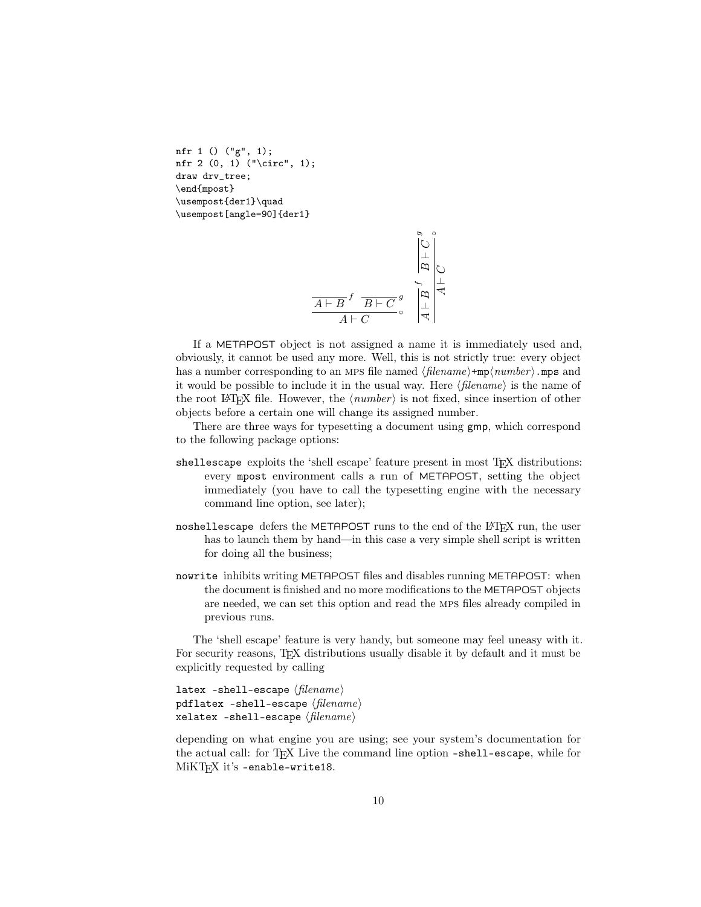```
nfr 1 () ("g", 1);
nfr 2 (0, 1) ("\circ", 1);
draw drv_tree;
\end{mpost}
\usempost{der1}\quad
\usempost[angle=90]{der1}
```

$$\cfrac{\overline{A \vdash B}^{\,f} \quad \overline{B \vdash C}^{\,g}}{A \vdash C}\,\circ$$

If a METAPOST object is not assigned a name it is immediately used and, obviously, it cannot be used any more. Well, this is not strictly true: every object has a number corresponding to an MPS file named ⟨*filename*⟩`+mp`⟨*number*⟩`.mps` and it would be possible to include it in the usual way. Here ⟨*filename*⟩ is the name of the root LaTeX file. However, the ⟨*number*⟩ is not fixed, since insertion of other objects before a certain one will change its assigned number.

There are three ways for typesetting a document using `gmp`, which correspond to the following package options:

`shellescape` exploits the 'shell escape' feature present in most TeX distributions: every `mpost` environment calls a run of METAPOST, setting the object immediately (you have to call the typesetting engine with the necessary command line option, see later);

`noshellescape` defers the METAPOST runs to the end of the LaTeX run, the user has to launch them by hand—in this case a very simple shell script is written for doing all the business;

`nowrite` inhibits writing METAPOST files and disables running METAPOST: when the document is finished and no more modifications to the METAPOST objects are needed, we can set this option and read the MPS files already compiled in previous runs.

The 'shell escape' feature is very handy, but someone may feel uneasy with it. For security reasons, TeX distributions usually disable it by default and it must be explicitly requested by calling

```
latex -shell-escape ⟨filename⟩
pdflatex -shell-escape ⟨filename⟩
xelatex -shell-escape ⟨filename⟩
```

depending on what engine you are using; see your system's documentation for the actual call: for TeX Live the command line option `-shell-escape`, while for MiKTeX it's `-enable-write18`.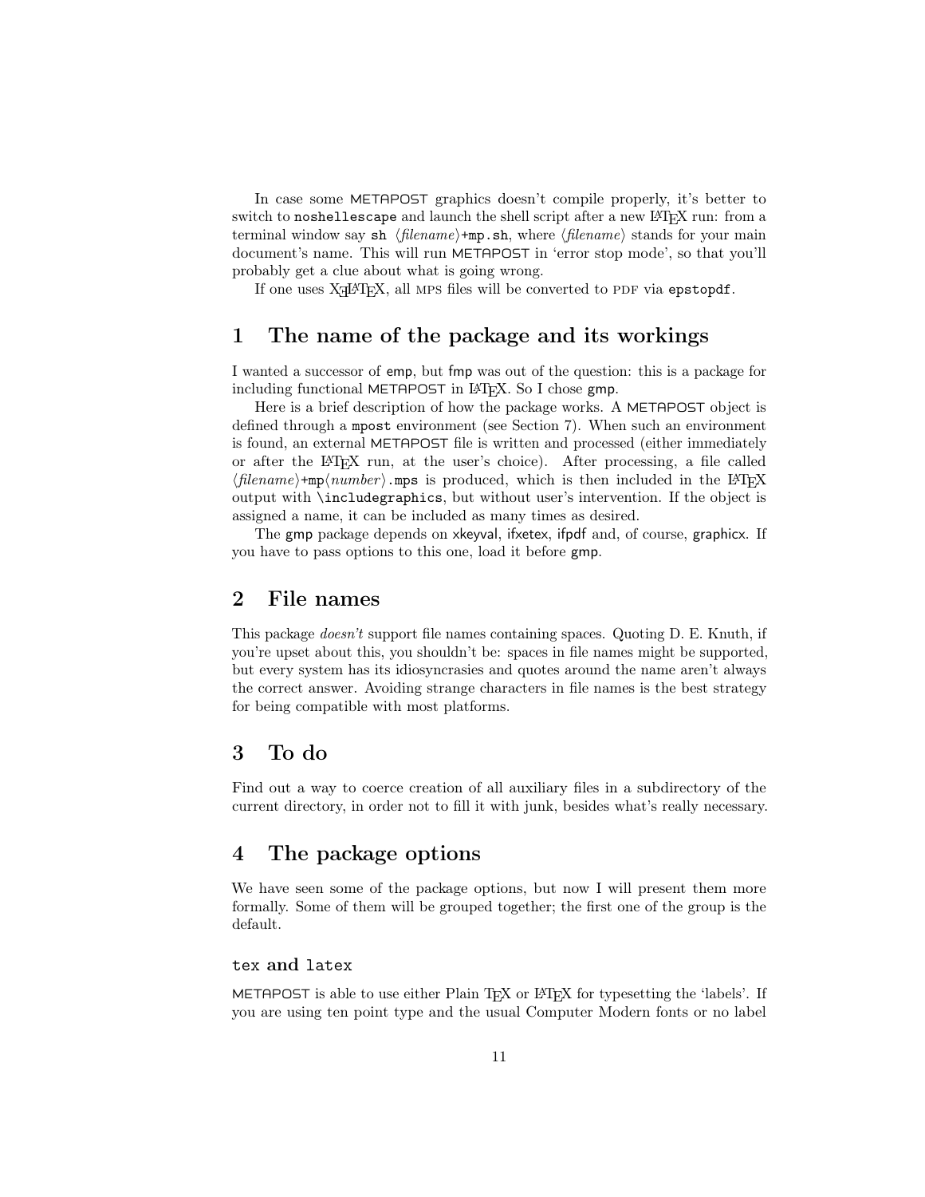In case some METAPOST graphics doesn't compile properly, it's better to switch to `noshellescape` and launch the shell script after a new LaTeX run: from a terminal window say `sh` ⟨*filename*⟩`+mp.sh`, where ⟨*filename*⟩ stands for your main document's name. This will run METAPOST in 'error stop mode', so that you'll probably get a clue about what is going wrong.

If one uses XeLaTeX, all MPS files will be converted to PDF via `epstopdf`.

## 1 The name of the package and its workings

I wanted a successor of emp, but fmp was out of the question: this is a package for including functional METAPOST in LaTeX. So I chose gmp.

Here is a brief description of how the package works. A METAPOST object is defined through a `mpost` environment (see Section 7). When such an environment is found, an external METAPOST file is written and processed (either immediately or after the LaTeX run, at the user's choice). After processing, a file called ⟨*filename*⟩`+mp`⟨*number*⟩`.mps` is produced, which is then included in the LaTeX output with `\includegraphics`, but without user's intervention. If the object is assigned a name, it can be included as many times as desired.

The gmp package depends on xkeyval, ifxetex, ifpdf and, of course, graphicx. If you have to pass options to this one, load it before gmp.

## 2 File names

This package *doesn't* support file names containing spaces. Quoting D. E. Knuth, if you're upset about this, you shouldn't be: spaces in file names might be supported, but every system has its idiosyncrasies and quotes around the name aren't always the correct answer. Avoiding strange characters in file names is the best strategy for being compatible with most platforms.

## 3 To do

Find out a way to coerce creation of all auxiliary files in a subdirectory of the current directory, in order not to fill it with junk, besides what's really necessary.

## 4 The package options

We have seen some of the package options, but now I will present them more formally. Some of them will be grouped together; the first one of the group is the default.

### `tex` and `latex`

METAPOST is able to use either Plain TeX or LaTeX for typesetting the 'labels'. If you are using ten point type and the usual Computer Modern fonts or no label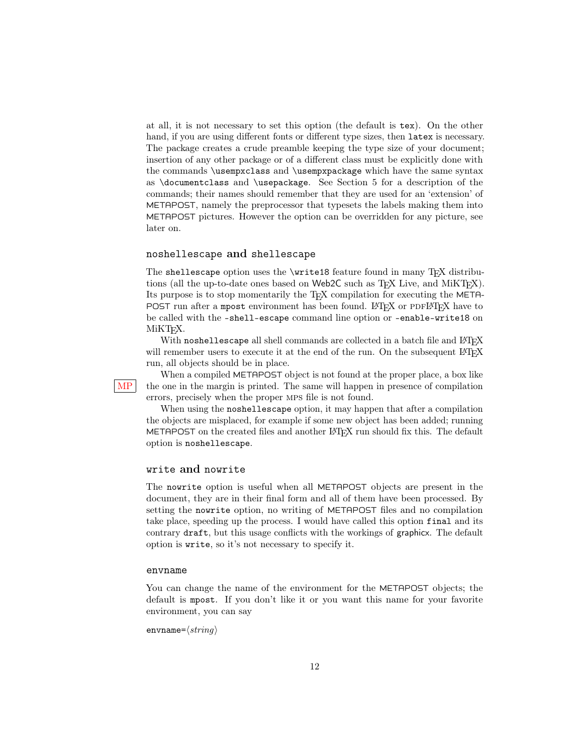at all, it is not necessary to set this option (the default is `tex`). On the other hand, if you are using different fonts or different type sizes, then `latex` is necessary. The package creates a crude preamble keeping the type size of your document; insertion of any other package or of a different class must be explicitly done with the commands `\usempxclass` and `\usempxpackage` which have the same syntax as `\documentclass` and `\usepackage`. See Section 5 for a description of the commands; their names should remember that they are used for an 'extension' of METAPOST, namely the preprocessor that typesets the labels making them into METAPOST pictures. However the option can be overridden for any picture, see later on.

### `noshellescape` and `shellescape`

The `shellescape` option uses the `\write18` feature found in many TeX distributions (all the up-to-date ones based on Web2C such as TeX Live, and MiKTeX). Its purpose is to stop momentarily the TeX compilation for executing the METAPOST run after a `mpost` environment has been found. LaTeX or PDFLaTeX have to be called with the `-shell-escape` command line option or `-enable-write18` on MiKTeX.

With `noshellescape` all shell commands are collected in a batch file and LaTeX will remember users to execute it at the end of the run. On the subsequent LaTeX run, all objects should be in place.

MP

When a compiled METAPOST object is not found at the proper place, a box like the one in the margin is printed. The same will happen in presence of compilation errors, precisely when the proper MPS file is not found.

When using the `noshellescape` option, it may happen that after a compilation the objects are misplaced, for example if some new object has been added; running METAPOST on the created files and another LaTeX run should fix this. The default option is `noshellescape`.

### `write` and `nowrite`

The `nowrite` option is useful when all METAPOST objects are present in the document, they are in their final form and all of them have been processed. By setting the `nowrite` option, no writing of METAPOST files and no compilation take place, speeding up the process. I would have called this option `final` and its contrary `draft`, but this usage conflicts with the workings of graphicx. The default option is `write`, so it's not necessary to specify it.

### `envname`

You can change the name of the environment for the METAPOST objects; the default is `mpost`. If you don't like it or you want this name for your favorite environment, you can say

`envname=`⟨*string*⟩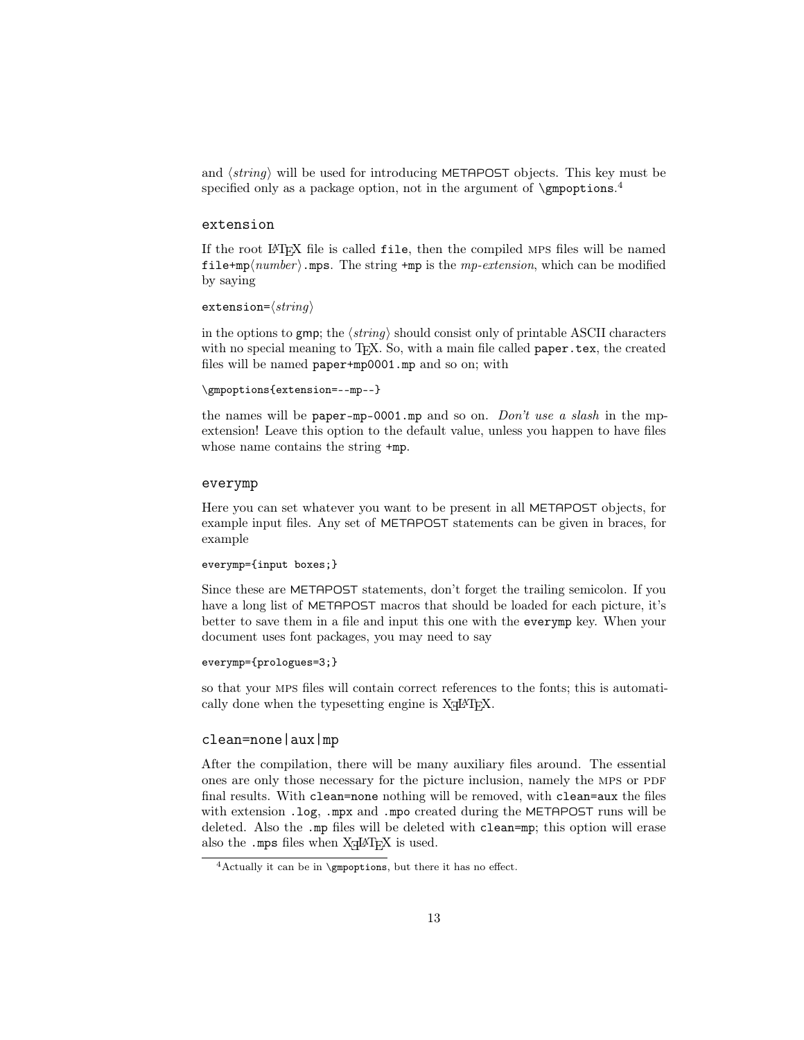and ⟨*string*⟩ will be used for introducing METAPOST objects. This key must be specified only as a package option, not in the argument of `\gmpoptions`.[4]

### `extension`

If the root LaTeX file is called `file`, then the compiled MPS files will be named `file+mp`⟨*number*⟩`.mps`. The string `+mp` is the *mp-extension*, which can be modified by saying

```
extension=⟨string⟩
```

in the options to `gmp`; the ⟨*string*⟩ should consist only of printable ASCII characters with no special meaning to TeX. So, with a main file called `paper.tex`, the created files will be named `paper+mp0001.mp` and so on; with

```
\gmpoptions{extension=--mp--}
```

the names will be `paper-mp-0001.mp` and so on. *Don't use a slash* in the mp-extension! Leave this option to the default value, unless you happen to have files whose name contains the string `+mp`.

### `everymp`

Here you can set whatever you want to be present in all METAPOST objects, for example input files. Any set of METAPOST statements can be given in braces, for example

```
everymp={input boxes;}
```

Since these are METAPOST statements, don't forget the trailing semicolon. If you have a long list of METAPOST macros that should be loaded for each picture, it's better to save them in a file and input this one with the `everymp` key. When your document uses font packages, you may need to say

```
everymp={prologues=3;}
```

so that your MPS files will contain correct references to the fonts; this is automatically done when the typesetting engine is XeLaTeX.

### `clean=none|aux|mp`

After the compilation, there will be many auxiliary files around. The essential ones are only those necessary for the picture inclusion, namely the MPS or PDF final results. With `clean=none` nothing will be removed, with `clean=aux` the files with extension `.log`, `.mpx` and `.mpo` created during the METAPOST runs will be deleted. Also the `.mp` files will be deleted with `clean=mp`; this option will erase also the `.mps` files when XeLaTeX is used.

---

[4] Actually it can be in `\gmpoptions`, but there it has no effect.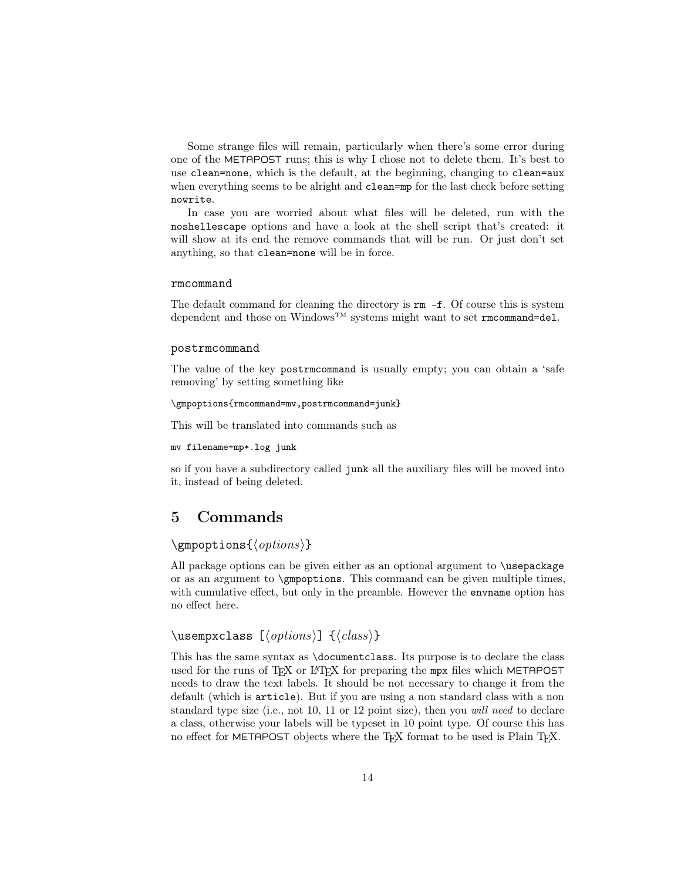Some strange files will remain, particularly when there's some error during one of the METAPOST runs; this is why I chose not to delete them. It's best to use `clean=none`, which is the default, at the beginning, changing to `clean=aux` when everything seems to be alright and `clean=mp` for the last check before setting `nowrite`.

In case you are worried about what files will be deleted, run with the `noshellescape` options and have a look at the shell script that's created: it will show at its end the remove commands that will be run. Or just don't set anything, so that `clean=none` will be in force.

#### rmcommand

The default command for cleaning the directory is `rm -f`. Of course this is system dependent and those on Windows™ systems might want to set `rmcommand=del`.

#### postrmcommand

The value of the key `postrmcommand` is usually empty; you can obtain a 'safe removing' by setting something like

```
\gmpoptions{rmcommand=mv,postrmcommand=junk}
```

This will be translated into commands such as

```
mv filename+mp*.log junk
```

so if you have a subdirectory called `junk` all the auxiliary files will be moved into it, instead of being deleted.

## 5 Commands

### `\gmpoptions{⟨options⟩}`

All package options can be given either as an optional argument to `\usepackage` or as an argument to `\gmpoptions`. This command can be given multiple times, with cumulative effect, but only in the preamble. However the `envname` option has no effect here.

### `\usempxclass [⟨options⟩] {⟨class⟩}`

This has the same syntax as `\documentclass`. Its purpose is to declare the class used for the runs of TeX or LaTeX for preparing the `mpx` files which METAPOST needs to draw the text labels. It should be not necessary to change it from the default (which is `article`). But if you are using a non standard class with a non standard type size (i.e., not 10, 11 or 12 point size), then you *will need* to declare a class, otherwise your labels will be typeset in 10 point type. Of course this has no effect for METAPOST objects where the TeX format to be used is Plain TeX.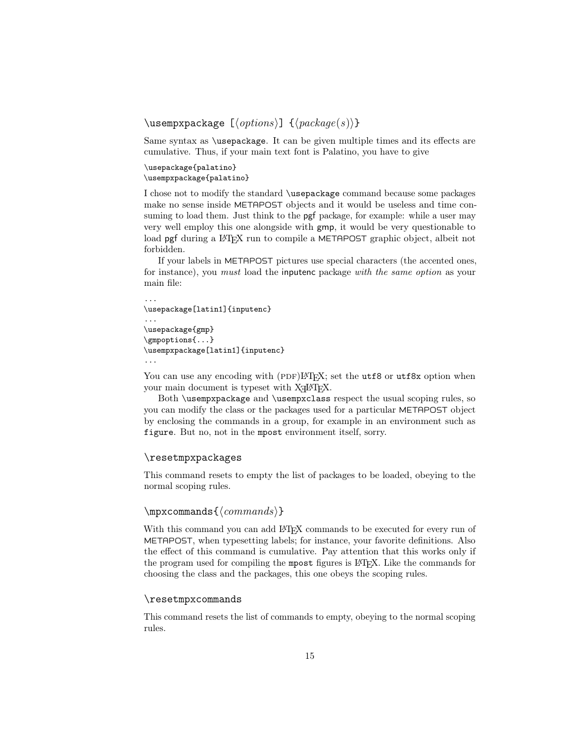### `\usempxpackage [⟨options⟩] {⟨package(s)⟩}`

Same syntax as `\usepackage`. It can be given multiple times and its effects are cumulative. Thus, if your main text font is Palatino, you have to give

```
\usepackage{palatino}
\usempxpackage{palatino}
```

I chose not to modify the standard `\usepackage` command because some packages make no sense inside METAPOST objects and it would be useless and time consuming to load them. Just think to the pgf package, for example: while a user may very well employ this one alongside with gmp, it would be very questionable to load pgf during a LaTeX run to compile a METAPOST graphic object, albeit not forbidden.

If your labels in METAPOST pictures use special characters (the accented ones, for instance), you *must* load the inputenc package *with the same option* as your main file:

```
...
\usepackage[latin1]{inputenc}
...
\usepackage{gmp}
\gmpoptions{...}
\usempxpackage[latin1]{inputenc}
...
```

You can use any encoding with (PDF)LaTeX; set the `utf8` or `utf8x` option when your main document is typeset with XeLaTeX.

Both `\usempxpackage` and `\usempxclass` respect the usual scoping rules, so you can modify the class or the packages used for a particular METAPOST object by enclosing the commands in a group, for example in an environment such as `figure`. But no, not in the `mpost` environment itself, sorry.

### `\resetmpxpackages`

This command resets to empty the list of packages to be loaded, obeying to the normal scoping rules.

### `\mpxcommands{⟨commands⟩}`

With this command you can add LaTeX commands to be executed for every run of METAPOST, when typesetting labels; for instance, your favorite definitions. Also the effect of this command is cumulative. Pay attention that this works only if the program used for compiling the `mpost` figures is LaTeX. Like the commands for choosing the class and the packages, this one obeys the scoping rules.

### `\resetmpxcommands`

This command resets the list of commands to empty, obeying to the normal scoping rules.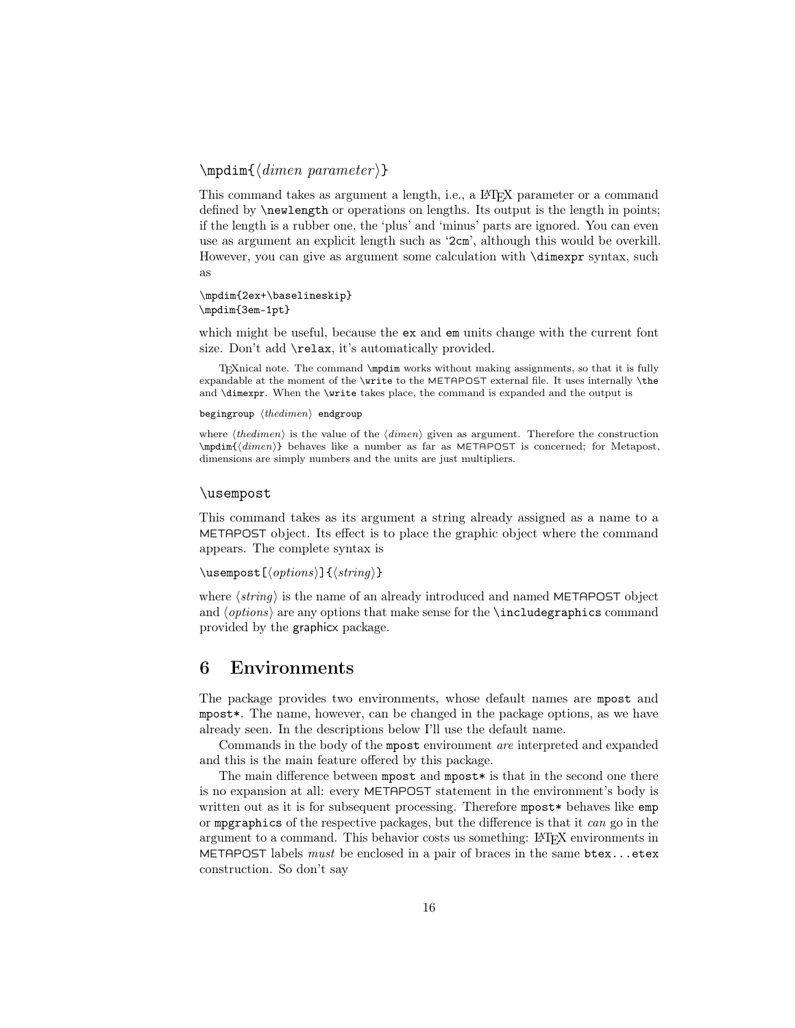`\mpdim{⟨dimen parameter⟩}`

This command takes as argument a length, i.e., a LaTeX parameter or a command defined by `\newlength` or operations on lengths. Its output is the length in points; if the length is a rubber one, the 'plus' and 'minus' parts are ignored. You can even use as argument an explicit length such as '`2cm`', although this would be overkill. However, you can give as argument some calculation with `\dimexpr` syntax, such as

```
\mpdim{2ex+\baselineskip}
\mpdim{3em-1pt}
```

which might be useful, because the `ex` and `em` units change with the current font size. Don't add `\relax`, it's automatically provided.

TEXnical note. The command `\mpdim` works without making assignments, so that it is fully expandable at the moment of the `\write` to the METAPOST external file. It uses internally `\the` and `\dimexpr`. When the `\write` takes place, the command is expanded and the output is

`begingroup ⟨thedimen⟩ endgroup`

where ⟨*thedimen*⟩ is the value of the ⟨*dimen*⟩ given as argument. Therefore the construction `\mpdim{⟨dimen⟩}` behaves like a number as far as METAPOST is concerned; for Metapost, dimensions are simply numbers and the units are just multipliers.

`\usempost`

This command takes as its argument a string already assigned as a name to a METAPOST object. Its effect is to place the graphic object where the command appears. The complete syntax is

`\usempost[⟨options⟩]{⟨string⟩}`

where ⟨*string*⟩ is the name of an already introduced and named METAPOST object and ⟨*options*⟩ are any options that make sense for the `\includegraphics` command provided by the graphicx package.

## 6 Environments

The package provides two environments, whose default names are `mpost` and `mpost*`. The name, however, can be changed in the package options, as we have already seen. In the descriptions below I'll use the default name.

Commands in the body of the `mpost` environment *are* interpreted and expanded and this is the main feature offered by this package.

The main difference between `mpost` and `mpost*` is that in the second one there is no expansion at all: every METAPOST statement in the environment's body is written out as it is for subsequent processing. Therefore `mpost*` behaves like `emp` or `mpgraphics` of the respective packages, but the difference is that it *can* go in the argument to a command. This behavior costs us something: LaTeX environments in METAPOST labels *must* be enclosed in a pair of braces in the same `btex...etex` construction. So don't say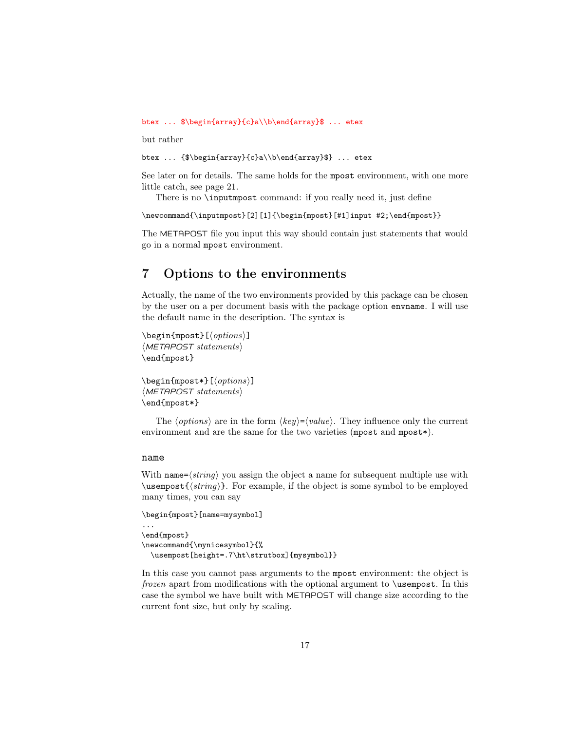```
btex ... $\begin{array}{c}a\\b\end{array}$ ... etex
```

but rather

```
btex ... {$\begin{array}{c}a\\b\end{array}$} ... etex
```

See later on for details. The same holds for the `mpost` environment, with one more little catch, see page 21.

There is no `\inputmpost` command: if you really need it, just define

```
\newcommand{\inputmpost}[2][1]{\begin{mpost}[#1]input #2;\end{mpost}}
```

The METAPOST file you input this way should contain just statements that would go in a normal `mpost` environment.

## 7 Options to the environments

Actually, the name of the two environments provided by this package can be chosen by the user on a per document basis with the package option `envname`. I will use the default name in the description. The syntax is

```
\begin{mpost}[⟨options⟩]
⟨METAPOST statements⟩
\end{mpost}

\begin{mpost*}[⟨options⟩]
⟨METAPOST statements⟩
\end{mpost*}
```

The ⟨*options*⟩ are in the form ⟨*key*⟩=⟨*value*⟩. They influence only the current environment and are the same for the two varieties (`mpost` and `mpost*`).

### `name`

With `name=`⟨*string*⟩ you assign the object a name for subsequent multiple use with `\usempost{`⟨*string*⟩`}`. For example, if the object is some symbol to be employed many times, you can say

```
\begin{mpost}[name=mysymbol]
...
\end{mpost}
\newcommand{\mynicesymbol}{%
  \usempost[height=.7\ht\strutbox]{mysymbol}}
```

In this case you cannot pass arguments to the `mpost` environment: the object is *frozen* apart from modifications with the optional argument to `\usempost`. In this case the symbol we have built with METAPOST will change size according to the current font size, but only by scaling.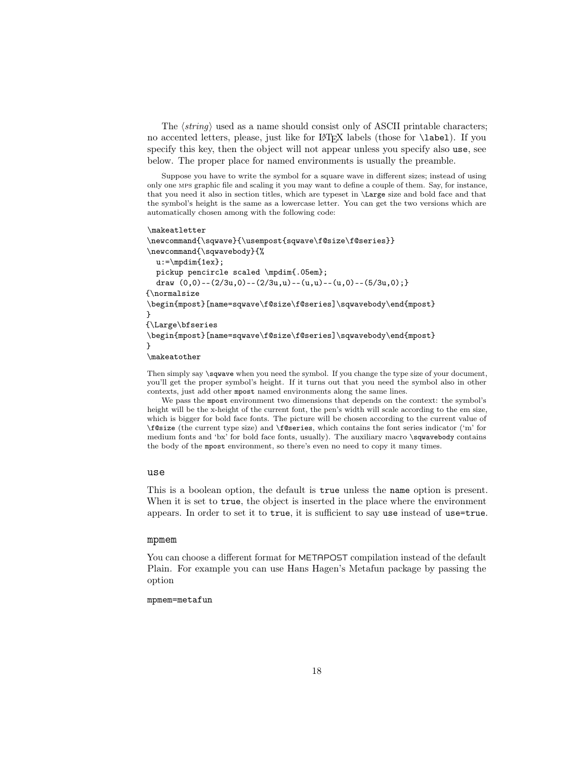The ⟨*string*⟩ used as a name should consist only of ASCII printable characters; no accented letters, please, just like for LaTeX labels (those for `\label`). If you specify this key, then the object will not appear unless you specify also `use`, see below. The proper place for named environments is usually the preamble.

Suppose you have to write the symbol for a square wave in different sizes; instead of using only one MPS graphic file and scaling it you may want to define a couple of them. Say, for instance, that you need it also in section titles, which are typeset in `\Large` size and bold face and that the symbol's height is the same as a lowercase letter. You can get the two versions which are automatically chosen among with the following code:

```
\makeatletter
\newcommand{\sqwave}{\usempost{sqwave\f@size\f@series}}
\newcommand{\sqwavebody}{%
  u:=\mpdim{1ex};
  pickup pencircle scaled \mpdim{.05em};
  draw (0,0)--(2/3u,0)--(2/3u,u)--(u,u)--(u,0)--(5/3u,0);}
{\normalsize
\begin{mpost}[name=sqwave\f@size\f@series]\sqwavebody\end{mpost}
}
{\Large\bfseries
\begin{mpost}[name=sqwave\f@size\f@series]\sqwavebody\end{mpost}
}
\makeatother
```

Then simply say `\sqwave` when you need the symbol. If you change the type size of your document, you'll get the proper symbol's height. If it turns out that you need the symbol also in other contexts, just add other `mpost` named environments along the same lines.

We pass the `mpost` environment two dimensions that depends on the context: the symbol's height will be the x-height of the current font, the pen's width will scale according to the em size, which is bigger for bold face fonts. The picture will be chosen according to the current value of `\f@size` (the current type size) and `\f@series`, which contains the font series indicator ('m' for medium fonts and 'bx' for bold face fonts, usually). The auxiliary macro `\sqwavebody` contains the body of the `mpost` environment, so there's even no need to copy it many times.

### `use`

This is a boolean option, the default is `true` unless the `name` option is present. When it is set to `true`, the object is inserted in the place where the environment appears. In order to set it to `true`, it is sufficient to say `use` instead of `use=true`.

### `mpmem`

You can choose a different format for METAPOST compilation instead of the default Plain. For example you can use Hans Hagen's Metafun package by passing the option

```
mpmem=metafun
```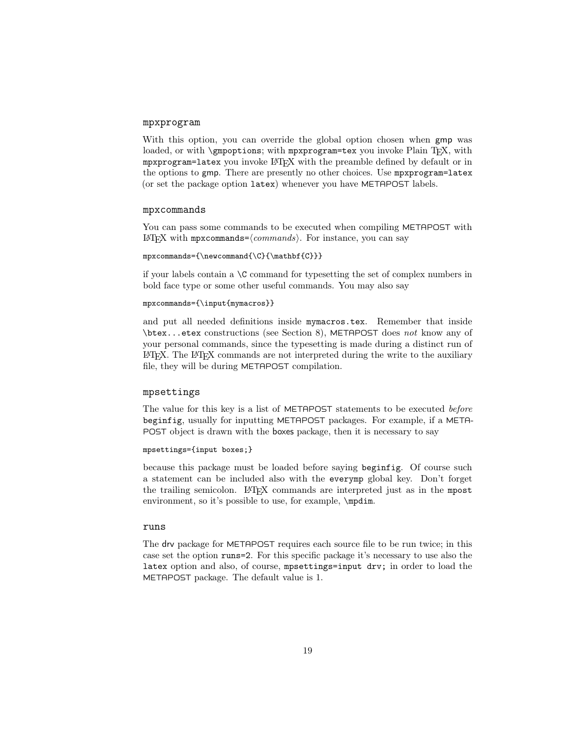### `mpxprogram`

With this option, you can override the global option chosen when gmp was loaded, or with `\gmpoptions`; with `mpxprogram=tex` you invoke Plain TeX, with `mpxprogram=latex` you invoke LaTeX with the preamble defined by default or in the options to gmp. There are presently no other choices. Use `mpxprogram=latex` (or set the package option `latex`) whenever you have METAPOST labels.

### `mpxcommands`

You can pass some commands to be executed when compiling METAPOST with LaTeX with `mpxcommands=`⟨*commands*⟩. For instance, you can say

```
mpxcommands={\newcommand{\C}{\mathbf{C}}}
```

if your labels contain a `\C` command for typesetting the set of complex numbers in bold face type or some other useful commands. You may also say

```
mpxcommands={\input{mymacros}}
```

and put all needed definitions inside `mymacros.tex`. Remember that inside `\btex...etex` constructions (see Section 8), METAPOST does *not* know any of your personal commands, since the typesetting is made during a distinct run of LaTeX. The LaTeX commands are not interpreted during the write to the auxiliary file, they will be during METAPOST compilation.

### `mpsettings`

The value for this key is a list of METAPOST statements to be executed *before* beginfig, usually for inputting METAPOST packages. For example, if a METAPOST object is drawn with the boxes package, then it is necessary to say

```
mpsettings={input boxes;}
```

because this package must be loaded before saying beginfig. Of course such a statement can be included also with the `everymp` global key. Don't forget the trailing semicolon. LaTeX commands are interpreted just as in the `mpost` environment, so it's possible to use, for example, `\mpdim`.

### `runs`

The drv package for METAPOST requires each source file to be run twice; in this case set the option `runs=2`. For this specific package it's necessary to use also the `latex` option and also, of course, `mpsettings=input drv;` in order to load the METAPOST package. The default value is 1.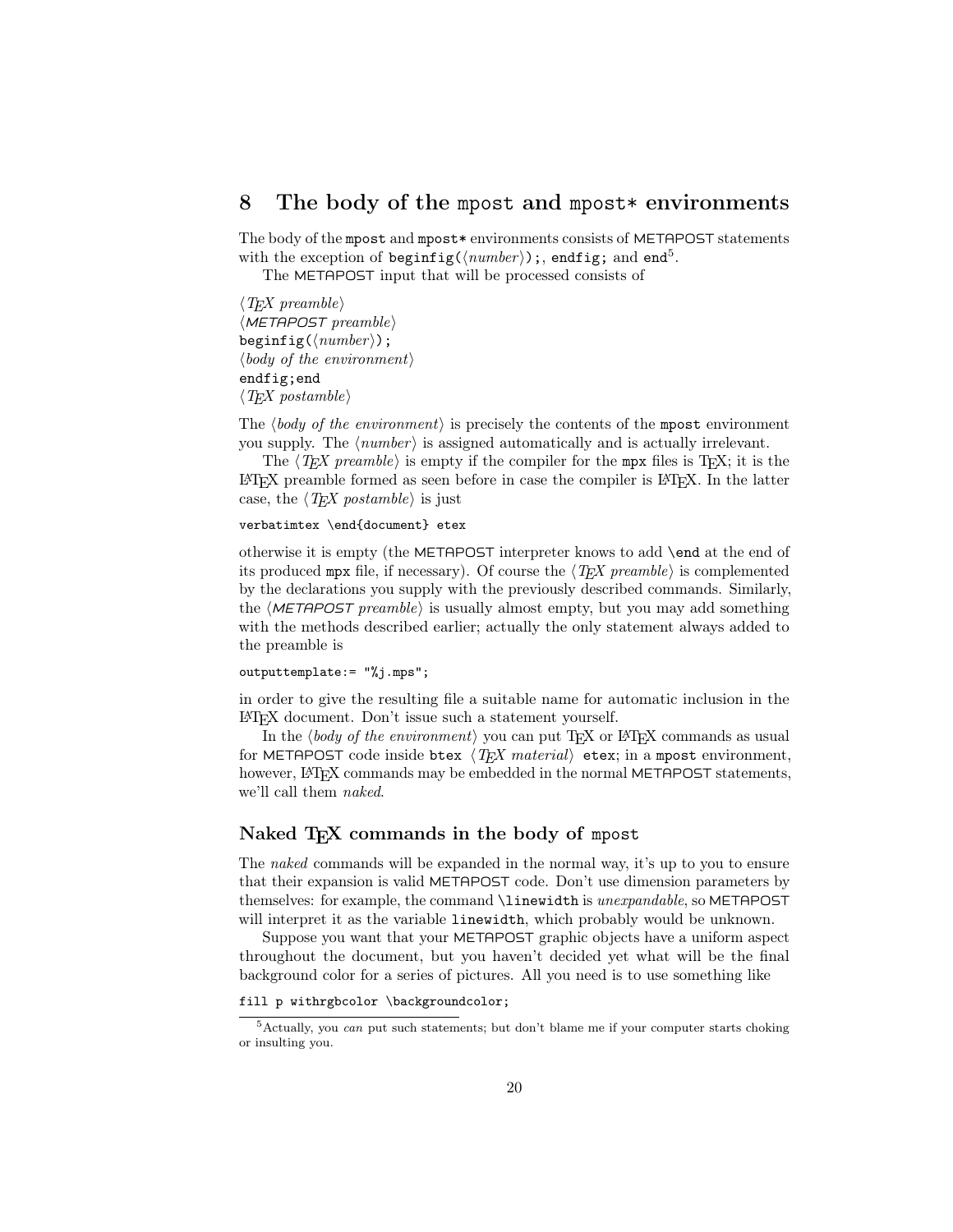## 8 The body of the `mpost` and `mpost*` environments

The body of the `mpost` and `mpost*` environments consists of METAPOST statements with the exception of `beginfig(`⟨*number*⟩`);`, `endfig;` and `end`[5].

The METAPOST input that will be processed consists of

⟨*TEX preamble*⟩
⟨*METAPOST preamble*⟩
`beginfig(`⟨*number*⟩`);`
⟨*body of the environment*⟩
`endfig;end`
⟨*TEX postamble*⟩

The ⟨*body of the environment*⟩ is precisely the contents of the `mpost` environment you supply. The ⟨*number*⟩ is assigned automatically and is actually irrelevant.

The ⟨*TEX preamble*⟩ is empty if the compiler for the `mpx` files is TEX; it is the LATEX preamble formed as seen before in case the compiler is LATEX. In the latter case, the ⟨*TEX postamble*⟩ is just

```
verbatimtex \end{document} etex
```

otherwise it is empty (the METAPOST interpreter knows to add `\end` at the end of its produced `mpx` file, if necessary). Of course the ⟨*TEX preamble*⟩ is complemented by the declarations you supply with the previously described commands. Similarly, the ⟨*METAPOST preamble*⟩ is usually almost empty, but you may add something with the methods described earlier; actually the only statement always added to the preamble is

```
outputtemplate:= "%j.mps";
```

in order to give the resulting file a suitable name for automatic inclusion in the LATEX document. Don't issue such a statement yourself.

In the ⟨*body of the environment*⟩ you can put TEX or LATEX commands as usual for METAPOST code inside `btex` ⟨*TEX material*⟩ `etex`; in a `mpost` environment, however, LATEX commands may be embedded in the normal METAPOST statements, we'll call them *naked*.

### Naked TEX commands in the body of `mpost`

The *naked* commands will be expanded in the normal way, it's up to you to ensure that their expansion is valid METAPOST code. Don't use dimension parameters by themselves: for example, the command `\linewidth` is *unexpandable*, so METAPOST will interpret it as the variable `linewidth`, which probably would be unknown.

Suppose you want that your METAPOST graphic objects have a uniform aspect throughout the document, but you haven't decided yet what will be the final background color for a series of pictures. All you need is to use something like

```
fill p withrgbcolor \backgroundcolor;
```

[5] Actually, you *can* put such statements; but don't blame me if your computer starts choking or insulting you.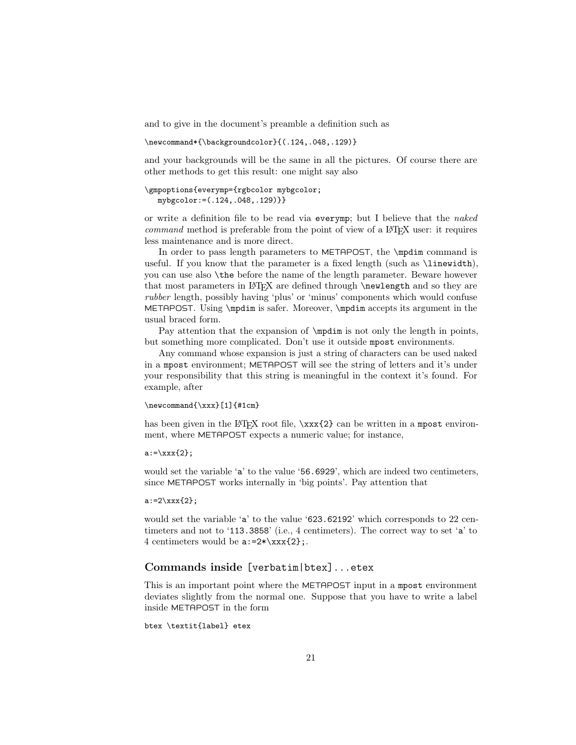and to give in the document's preamble a definition such as

```
\newcommand*{\backgroundcolor}{(.124,.048,.129)}
```

and your backgrounds will be the same in all the pictures. Of course there are other methods to get this result: one might say also

```
\gmpoptions{everymp={rgbcolor mybgcolor;
   mybgcolor:=(.124,.048,.129)}}
```

or write a definition file to be read via `everymp`; but I believe that the *naked command* method is preferable from the point of view of a LaTeX user: it requires less maintenance and is more direct.

In order to pass length parameters to METAPOST, the `\mpdim` command is useful. If you know that the parameter is a fixed length (such as `\linewidth`), you can use also `\the` before the name of the length parameter. Beware however that most parameters in LaTeX are defined through `\newlength` and so they are *rubber* length, possibly having 'plus' or 'minus' components which would confuse METAPOST. Using `\mpdim` is safer. Moreover, `\mpdim` accepts its argument in the usual braced form.

Pay attention that the expansion of `\mpdim` is not only the length in points, but something more complicated. Don't use it outside `mpost` environments.

Any command whose expansion is just a string of characters can be used naked in a `mpost` environment; METAPOST will see the string of letters and it's under your responsibility that this string is meaningful in the context it's found. For example, after

```
\newcommand{\xxx}[1]{#1cm}
```

has been given in the LaTeX root file, `\xxx{2}` can be written in a `mpost` environment, where METAPOST expects a numeric value; for instance,

```
a:=\xxx{2};
```

would set the variable '`a`' to the value '`56.6929`', which are indeed two centimeters, since METAPOST works internally in 'big points'. Pay attention that

```
a:=2\xxx{2};
```

would set the variable '`a`' to the value '`623.62192`' which corresponds to 22 centimeters and not to '`113.3858`' (i.e., 4 centimeters). The correct way to set '`a`' to 4 centimeters would be `a:=2*\xxx{2};`.

### Commands inside `[verbatim|btex]...etex`

This is an important point where the METAPOST input in a `mpost` environment deviates slightly from the normal one. Suppose that you have to write a label inside METAPOST in the form

```
btex \textit{label} etex
```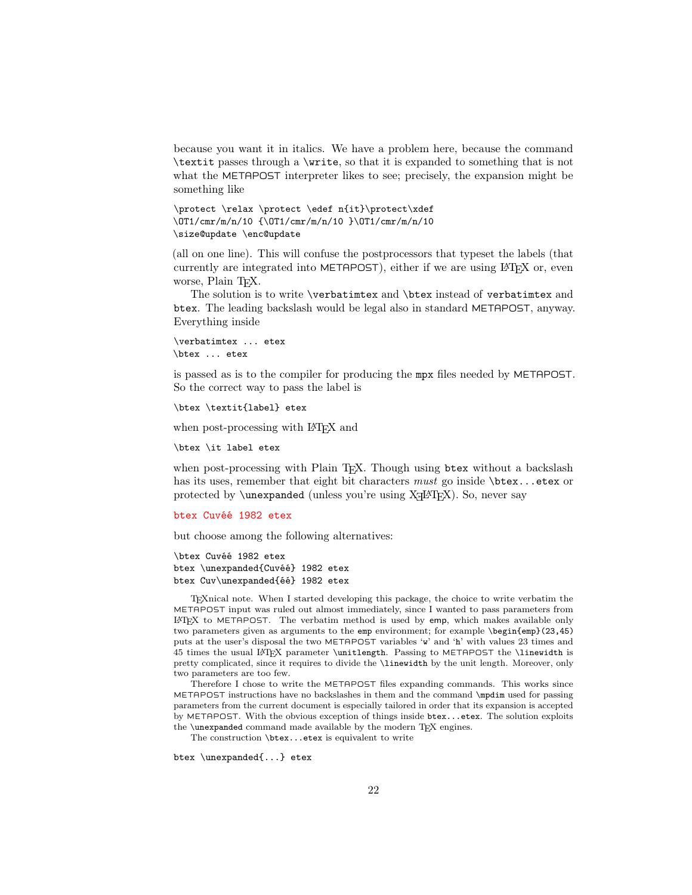because you want it in italics. We have a problem here, because the command `\textit` passes through a `\write`, so that it is expanded to something that is not what the METAPOST interpreter likes to see; precisely, the expansion might be something like

```
\protect \relax \protect \edef n{it}\protect\xdef
\OT1/cmr/m/n/10 {\OT1/cmr/m/n/10 }\OT1/cmr/m/n/10
\size@update \enc@update
```

(all on one line). This will confuse the postprocessors that typeset the labels (that currently are integrated into METAPOST), either if we are using LaTeX or, even worse, Plain TeX.

The solution is to write `\verbatimtex` and `\btex` instead of `verbatimtex` and `btex`. The leading backslash would be legal also in standard METAPOST, anyway. Everything inside

```
\verbatimtex ... etex
\btex ... etex
```

is passed as is to the compiler for producing the `mpx` files needed by METAPOST. So the correct way to pass the label is

```
\btex \textit{label} etex
```

when post-processing with LaTeX and

```
\btex \it label etex
```

when post-processing with Plain TeX. Though using `btex` without a backslash has its uses, remember that eight bit characters *must* go inside `\btex...etex` or protected by `\unexpanded` (unless you're using XeLaTeX). So, never say

```
btex Cuvéé 1982 etex
```

but choose among the following alternatives:

```
\btex Cuvéé 1982 etex
btex \unexpanded{Cuvéé} 1982 etex
btex Cuv\unexpanded{éé} 1982 etex
```

TeXnical note. When I started developing this package, the choice to write verbatim the METAPOST input was ruled out almost immediately, since I wanted to pass parameters from LaTeX to METAPOST. The verbatim method is used by `emp`, which makes available only two parameters given as arguments to the `emp` environment; for example `\begin{emp}(23,45)` puts at the user's disposal the two METAPOST variables '`w`' and '`h`' with values 23 times and 45 times the usual LaTeX parameter `\unitlength`. Passing to METAPOST the `\linewidth` is pretty complicated, since it requires to divide the `\linewidth` by the unit length. Moreover, only two parameters are too few.

Therefore I chose to write the METAPOST files expanding commands. This works since METAPOST instructions have no backslashes in them and the command `\mpdim` used for passing parameters from the current document is especially tailored in order that its expansion is accepted by METAPOST. With the obvious exception of things inside `btex...etex`. The solution exploits the `\unexpanded` command made available by the modern TeX engines.

The construction `\btex...etex` is equivalent to write

```
btex \unexpanded{...} etex
```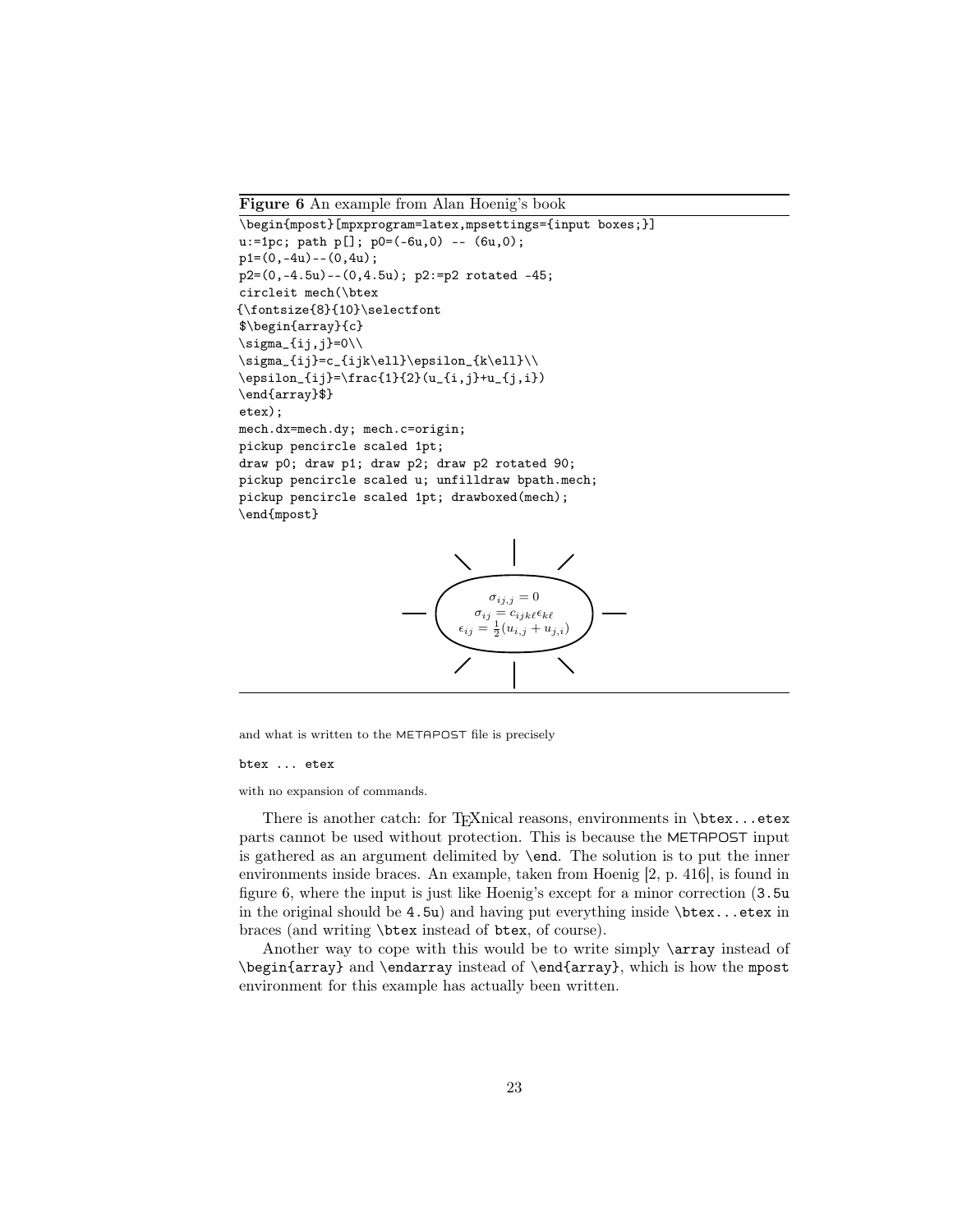**Figure 6** An example from Alan Hoenig's book

```
\begin{mpost}[mpxprogram=latex,mpsettings={input boxes;}]
u:=1pc; path p[]; p0=(-6u,0) -- (6u,0);
p1=(0,-4u)--(0,4u);
p2=(0,-4.5u)--(0,4.5u); p2:=p2 rotated -45;
circleit mech(\btex
{\fontsize{8}{10}\selectfont
$\begin{array}{c}
\sigma_{ij,j}=0\\
\sigma_{ij}=c_{ijk\ell}\epsilon_{k\ell}\\
\epsilon_{ij}=\frac{1}{2}(u_{i,j}+u_{j,i})
\end{array}$}
etex);
mech.dx=mech.dy; mech.c=origin;
pickup pencircle scaled 1pt;
draw p0; draw p1; draw p2; draw p2 rotated 90;
pickup pencircle scaled u; unfilldraw bpath.mech;
pickup pencircle scaled 1pt; drawboxed(mech);
\end{mpost}
```

$$\begin{array}{c}
\sigma_{ij,j}=0\\
\sigma_{ij}=c_{ijk\ell}\epsilon_{k\ell}\\
\epsilon_{ij}=\frac{1}{2}(u_{i,j}+u_{j,i})
\end{array}$$

and what is written to the METAPOST file is precisely

```
btex ... etex
```

with no expansion of commands.

There is another catch: for TEXnical reasons, environments in `\btex...etex` parts cannot be used without protection. This is because the METAPOST input is gathered as an argument delimited by `\end`. The solution is to put the inner environments inside braces. An example, taken from Hoenig [2, p. 416], is found in figure 6, where the input is just like Hoenig's except for a minor correction (`3.5u` in the original should be `4.5u`) and having put everything inside `\btex...etex` in braces (and writing `\btex` instead of `btex`, of course).

Another way to cope with this would be to write simply `\array` instead of `\begin{array}` and `\endarray` instead of `\end{array}`, which is how the `mpost` environment for this example has actually been written.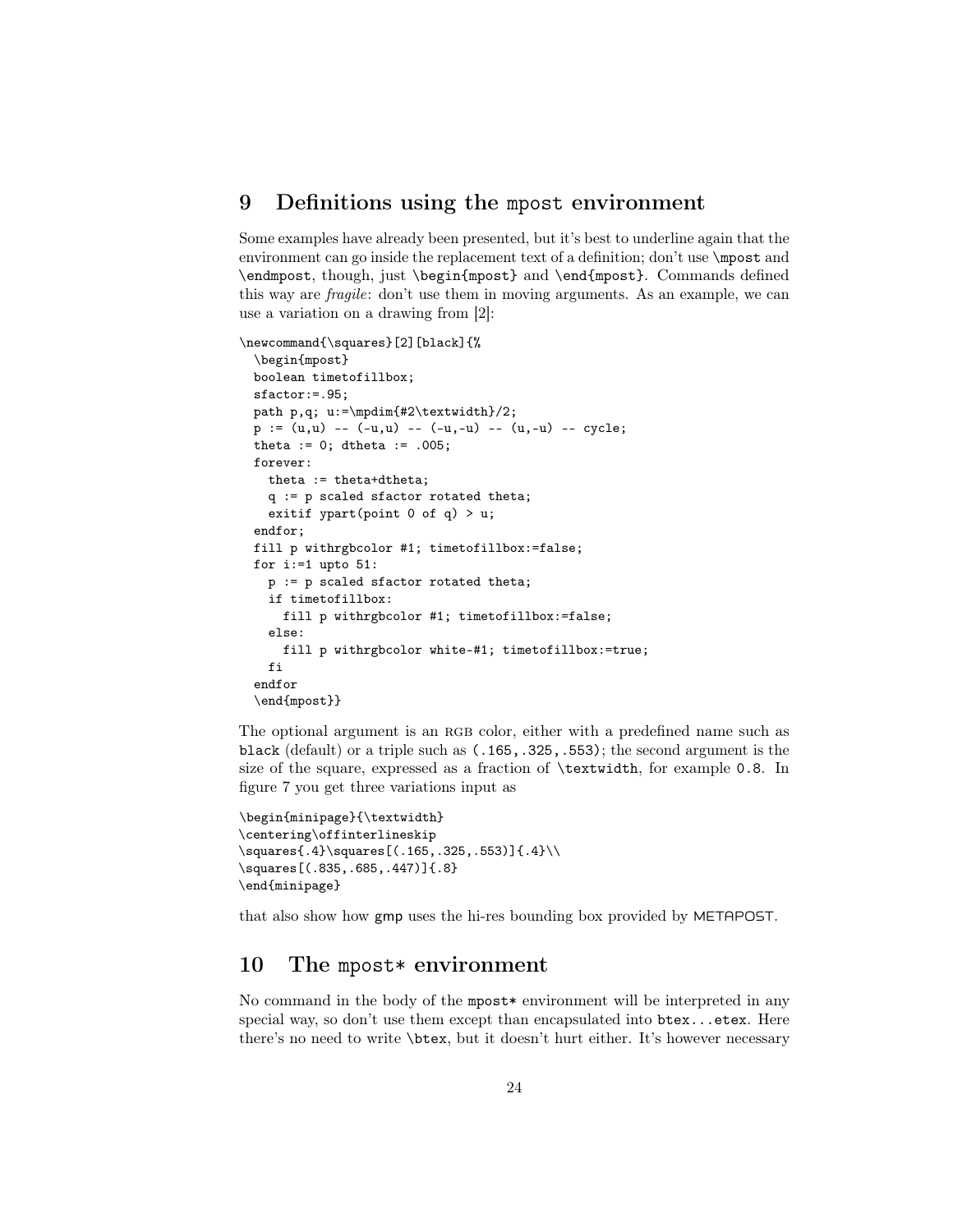## 9 Definitions using the `mpost` environment

Some examples have already been presented, but it's best to underline again that the environment can go inside the replacement text of a definition; don't use `\mpost` and `\endmpost`, though, just `\begin{mpost}` and `\end{mpost}`. Commands defined this way are *fragile*: don't use them in moving arguments. As an example, we can use a variation on a drawing from [2]:

```
\newcommand{\squares}[2][black]{%
  \begin{mpost}
  boolean timetofillbox;
  sfactor:=.95;
  path p,q; u:=\mpdim{#2\textwidth}/2;
  p := (u,u) -- (-u,u) -- (-u,-u) -- (u,-u) -- cycle;
  theta := 0; dtheta := .005;
  forever:
    theta := theta+dtheta;
    q := p scaled sfactor rotated theta;
    exitif ypart(point 0 of q) > u;
  endfor;
  fill p withrgbcolor #1; timetofillbox:=false;
  for i:=1 upto 51:
    p := p scaled sfactor rotated theta;
    if timetofillbox:
      fill p withrgbcolor #1; timetofillbox:=false;
    else:
      fill p withrgbcolor white-#1; timetofillbox:=true;
    fi
  endfor
  \end{mpost}}
```

The optional argument is an RGB color, either with a predefined name such as `black` (default) or a triple such as `(.165,.325,.553)`; the second argument is the size of the square, expressed as a fraction of `\textwidth`, for example `0.8`. In figure 7 you get three variations input as

```
\begin{minipage}{\textwidth}
\centering\offinterlineskip
\squares{.4}\squares[(.165,.325,.553)]{.4}\\
\squares[(.835,.685,.447)]{.8}
\end{minipage}
```

that also show how `gmp` uses the hi-res bounding box provided by METAPOST.

## 10 The `mpost*` environment

No command in the body of the `mpost*` environment will be interpreted in any special way, so don't use them except than encapsulated into `btex...etex`. Here there's no need to write `\btex`, but it doesn't hurt either. It's however necessary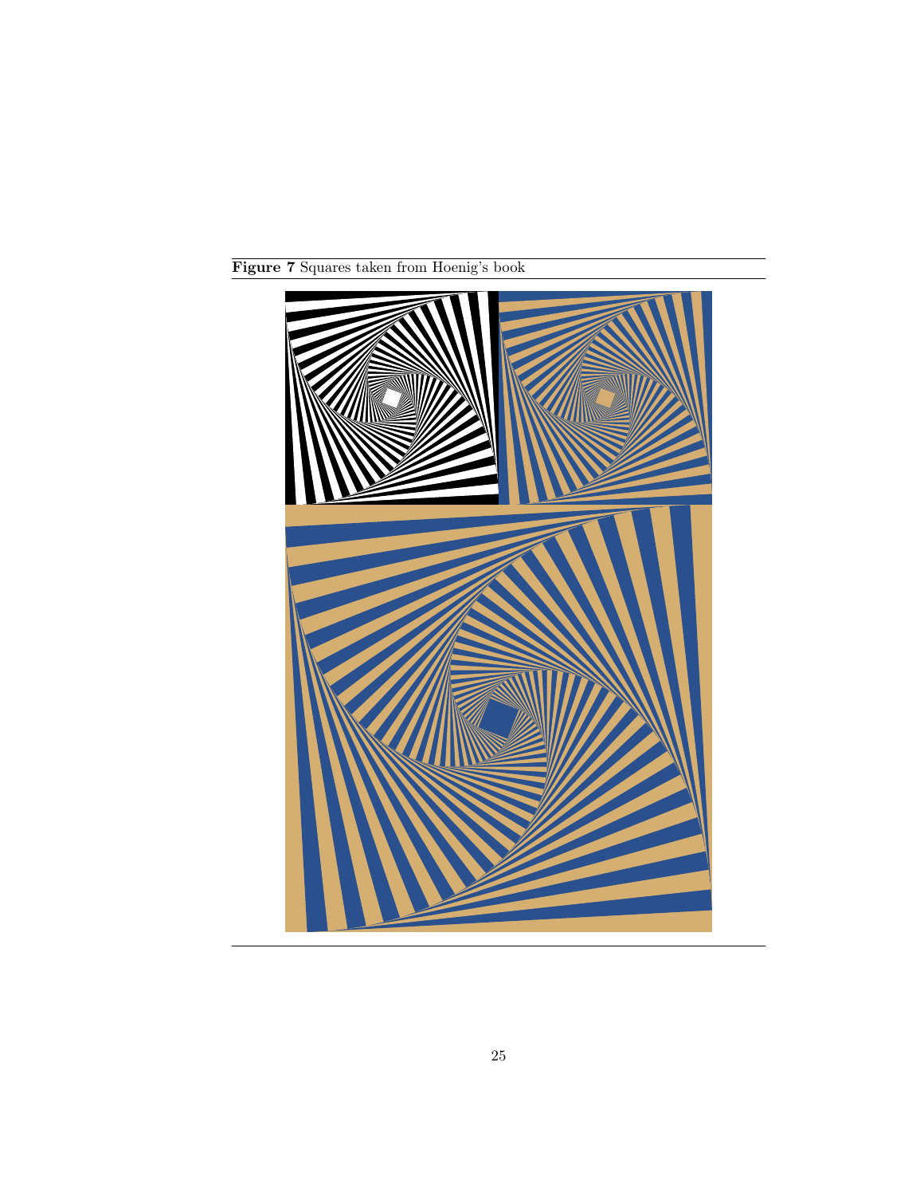**Figure 7** Squares taken from Hoenig's book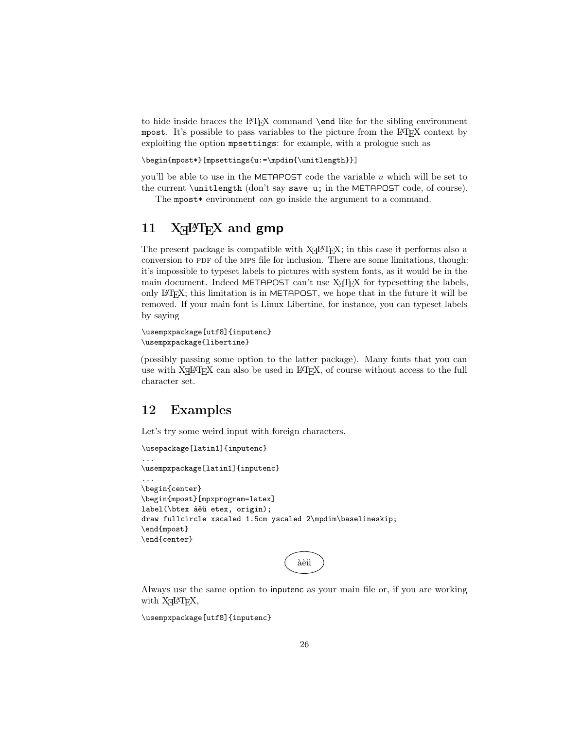to hide inside braces the LaTeX command `\end` like for the sibling environment `mpost`. It's possible to pass variables to the picture from the LaTeX context by exploiting the option `mpsettings`: for example, with a prologue such as

```
\begin{mpost*}[mpsettings{u:=\mpdim{\unitlength}}]
```

you'll be able to use in the METAPOST code the variable *u* which will be set to the current `\unitlength` (don't say `save u;` in the METAPOST code, of course).

The `mpost*` environment *can* go inside the argument to a command.

## 11 XeLaTeX and gmp

The present package is compatible with XeLaTeX; in this case it performs also a conversion to PDF of the MPS file for inclusion. There are some limitations, though: it's impossible to typeset labels to pictures with system fonts, as it would be in the main document. Indeed METAPOST can't use XeTeX for typesetting the labels, only LaTeX; this limitation is in METAPOST, we hope that in the future it will be removed. If your main font is Linux Libertine, for instance, you can typeset labels by saying

```
\usempxpackage[utf8]{inputenc}
\usempxpackage{libertine}
```

(possibly passing some option to the latter package). Many fonts that you can use with XeLaTeX can also be used in LaTeX, of course without access to the full character set.

## 12 Examples

Let's try some weird input with foreign characters.

```
\usepackage[latin1]{inputenc}
...
\usempxpackage[latin1]{inputenc}
...
\begin{center}
\begin{mpost}[mpxprogram=latex]
label(\btex àèü etex, origin);
draw fullcircle xscaled 1.5cm yscaled 2\mpdim\baselineskip;
\end{mpost}
\end{center}
```

àèü

Always use the same option to inputenc as your main file or, if you are working with XeLaTeX,

```
\usempxpackage[utf8]{inputenc}
```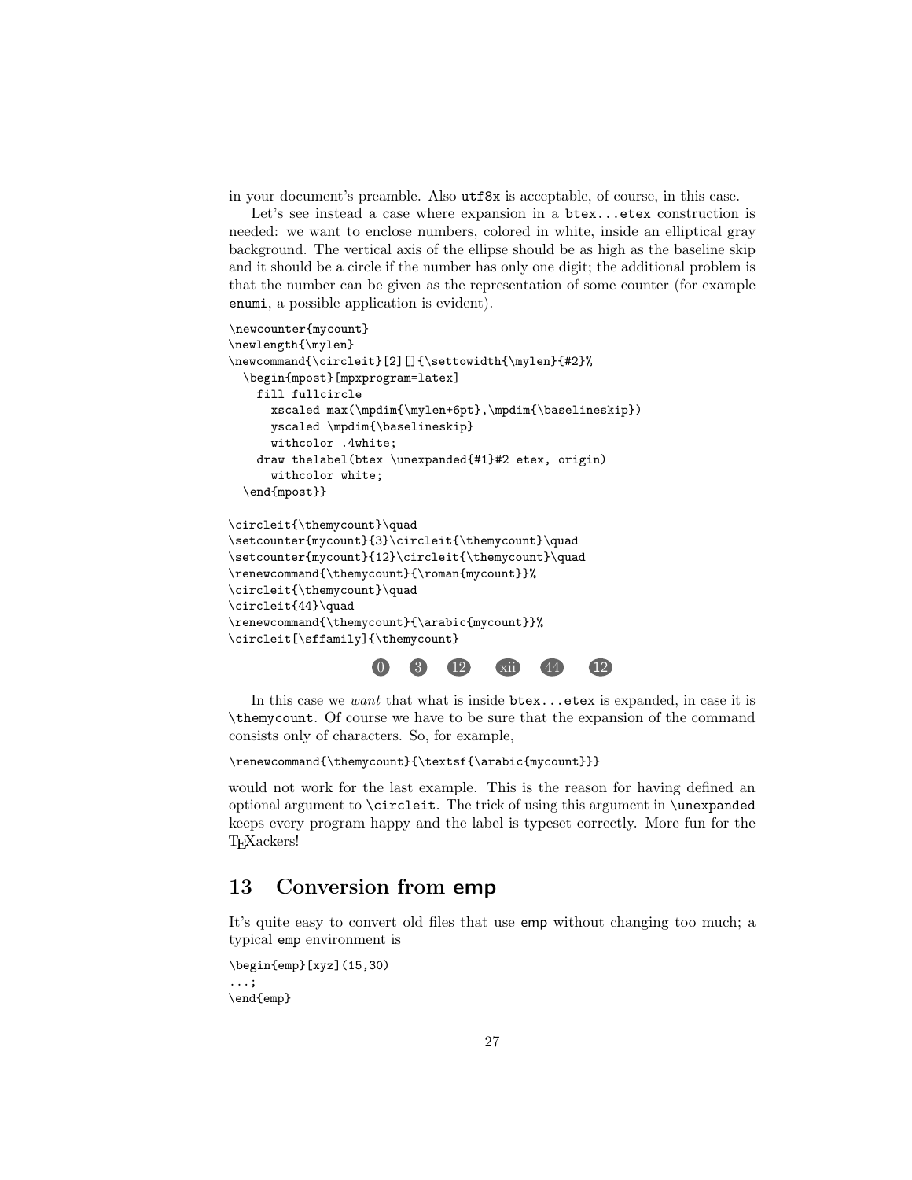in your document's preamble. Also `utf8x` is acceptable, of course, in this case.

Let's see instead a case where expansion in a `btex...etex` construction is needed: we want to enclose numbers, colored in white, inside an elliptical gray background. The vertical axis of the ellipse should be as high as the baseline skip and it should be a circle if the number has only one digit; the additional problem is that the number can be given as the representation of some counter (for example `enumi`, a possible application is evident).

```
\newcounter{mycount}
\newlength{\mylen}
\newcommand{\circleit}[2][]{\settowidth{\mylen}{#2}%
  \begin{mpost}[mpxprogram=latex]
    fill fullcircle
      xscaled max(\mpdim{\mylen+6pt},\mpdim{\baselineskip})
      yscaled \mpdim{\baselineskip}
      withcolor .4white;
    draw thelabel(btex \unexpanded{#1}#2 etex, origin)
      withcolor white;
  \end{mpost}}

\circleit{\themycount}\quad
\setcounter{mycount}{3}\circleit{\themycount}\quad
\setcounter{mycount}{12}\circleit{\themycount}\quad
\renewcommand{\themycount}{\roman{mycount}}%
\circleit{\themycount}\quad
\circleit{44}\quad
\renewcommand{\themycount}{\arabic{mycount}}%
\circleit[\sffamily]{\themycount}
```

0 3 12 xii 44 12

In this case we *want* that what is inside `btex...etex` is expanded, in case it is `\themycount`. Of course we have to be sure that the expansion of the command consists only of characters. So, for example,

```
\renewcommand{\themycount}{\textsf{\arabic{mycount}}}
```

would not work for the last example. This is the reason for having defined an optional argument to `\circleit`. The trick of using this argument in `\unexpanded` keeps every program happy and the label is typeset correctly. More fun for the TEXackers!

## 13 Conversion from emp

It's quite easy to convert old files that use emp without changing too much; a typical emp environment is

```
\begin{emp}[xyz](15,30)
...;
\end{emp}
```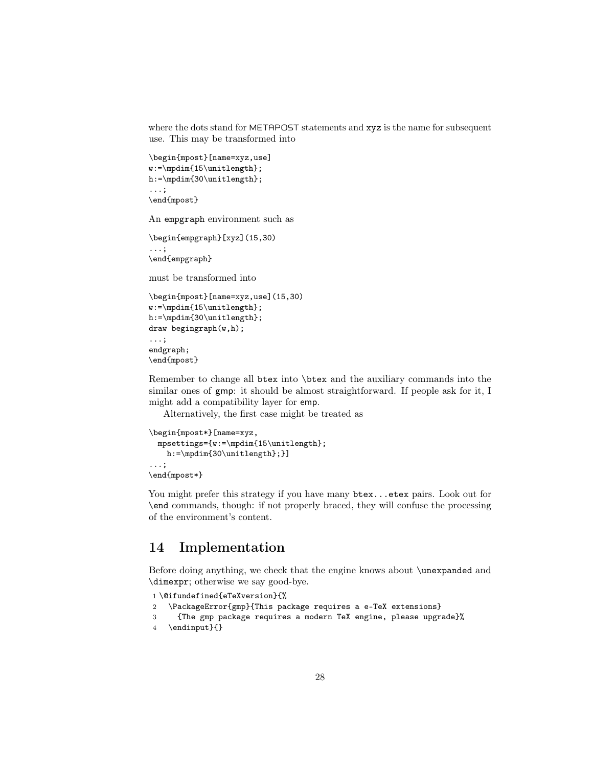where the dots stand for METAPOST statements and xyz is the name for subsequent use. This may be transformed into

```
\begin{mpost}[name=xyz,use]
w:=\mpdim{15\unitlength};
h:=\mpdim{30\unitlength};
...;
\end{mpost}
```

An empgraph environment such as

```
\begin{empgraph}[xyz](15,30)
...;
\end{empgraph}
```

must be transformed into

```
\begin{mpost}[name=xyz,use](15,30)
w:=\mpdim{15\unitlength};
h:=\mpdim{30\unitlength};
draw begingraph(w,h);
...;
endgraph;
\end{mpost}
```

Remember to change all btex into \btex and the auxiliary commands into the similar ones of gmp: it should be almost straightforward. If people ask for it, I might add a compatibility layer for emp.

Alternatively, the first case might be treated as

```
\begin{mpost*}[name=xyz,
  mpsettings={w:=\mpdim{15\unitlength};
    h:=\mpdim{30\unitlength};}]
...;
\end{mpost*}
```

You might prefer this strategy if you have many btex...etex pairs. Look out for \end commands, though: if not properly braced, they will confuse the processing of the environment's content.

# 14 Implementation

Before doing anything, we check that the engine knows about \unexpanded and \dimexpr; otherwise we say good-bye.

```
1 \@ifundefined{eTeXversion}{%
2   \PackageError{gmp}{This package requires a e-TeX extensions}
3     {The gmp package requires a modern TeX engine, please upgrade}%
4   \endinput}{}
```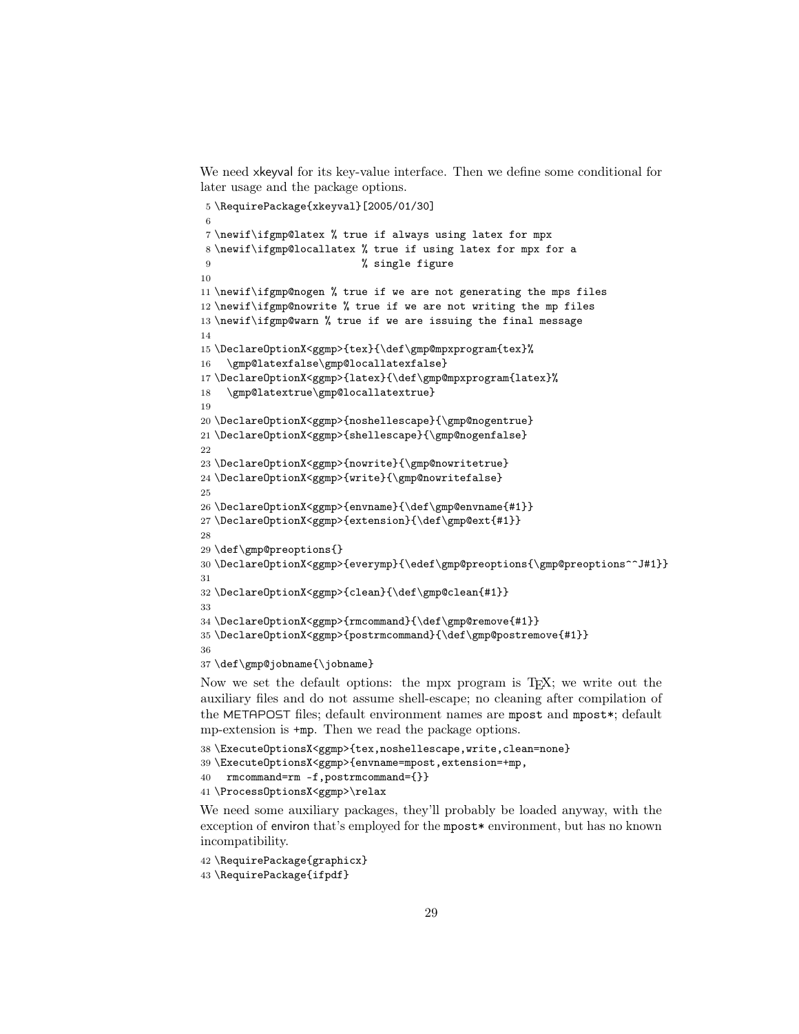We need xkeyval for its key-value interface. Then we define some conditional for later usage and the package options.

```
5 \RequirePackage{xkeyval}[2005/01/30]
6
7 \newif\ifgmp@latex % true if always using latex for mpx
8 \newif\ifgmp@locallatex % true if using latex for mpx for a
9                         % single figure
10
11 \newif\ifgmp@nogen % true if we are not generating the mps files
12 \newif\ifgmp@nowrite % true if we are not writing the mp files
13 \newif\ifgmp@warn % true if we are issuing the final message
14
15 \DeclareOptionX<ggmp>{tex}{\def\gmp@mpxprogram{tex}%
16   \gmp@latexfalse\gmp@locallatexfalse}
17 \DeclareOptionX<ggmp>{latex}{\def\gmp@mpxprogram{latex}%
18   \gmp@latextrue\gmp@locallatextrue}
19
20 \DeclareOptionX<ggmp>{noshellescape}{\gmp@nogentrue}
21 \DeclareOptionX<ggmp>{shellescape}{\gmp@nogenfalse}
22
23 \DeclareOptionX<ggmp>{nowrite}{\gmp@nowritetrue}
24 \DeclareOptionX<ggmp>{write}{\gmp@nowritefalse}
25
26 \DeclareOptionX<ggmp>{envname}{\def\gmp@envname{#1}}
27 \DeclareOptionX<ggmp>{extension}{\def\gmp@ext{#1}}
28
29 \def\gmp@preoptions{}
30 \DeclareOptionX<ggmp>{everymp}{\edef\gmp@preoptions{\gmp@preoptions^^J#1}}
31
32 \DeclareOptionX<ggmp>{clean}{\def\gmp@clean{#1}}
33
34 \DeclareOptionX<ggmp>{rmcommand}{\def\gmp@remove{#1}}
35 \DeclareOptionX<ggmp>{postrmcommand}{\def\gmp@postremove{#1}}
36
37 \def\gmp@jobname{\jobname}
```

Now we set the default options: the mpx program is TeX; we write out the auxiliary files and do not assume shell-escape; no cleaning after compilation of the METAPOST files; default environment names are mpost and mpost*; default mp-extension is +mp. Then we read the package options.

```
38 \ExecuteOptionsX<ggmp>{tex,noshellescape,write,clean=none}
39 \ExecuteOptionsX<ggmp>{envname=mpost,extension=+mp,
40   rmcommand=rm -f,postrmcommand={}}
41 \ProcessOptionsX<ggmp>\relax
```

We need some auxiliary packages, they'll probably be loaded anyway, with the exception of environ that's employed for the mpost* environment, but has no known incompatibility.

```
42 \RequirePackage{graphicx}
43 \RequirePackage{ifpdf}
```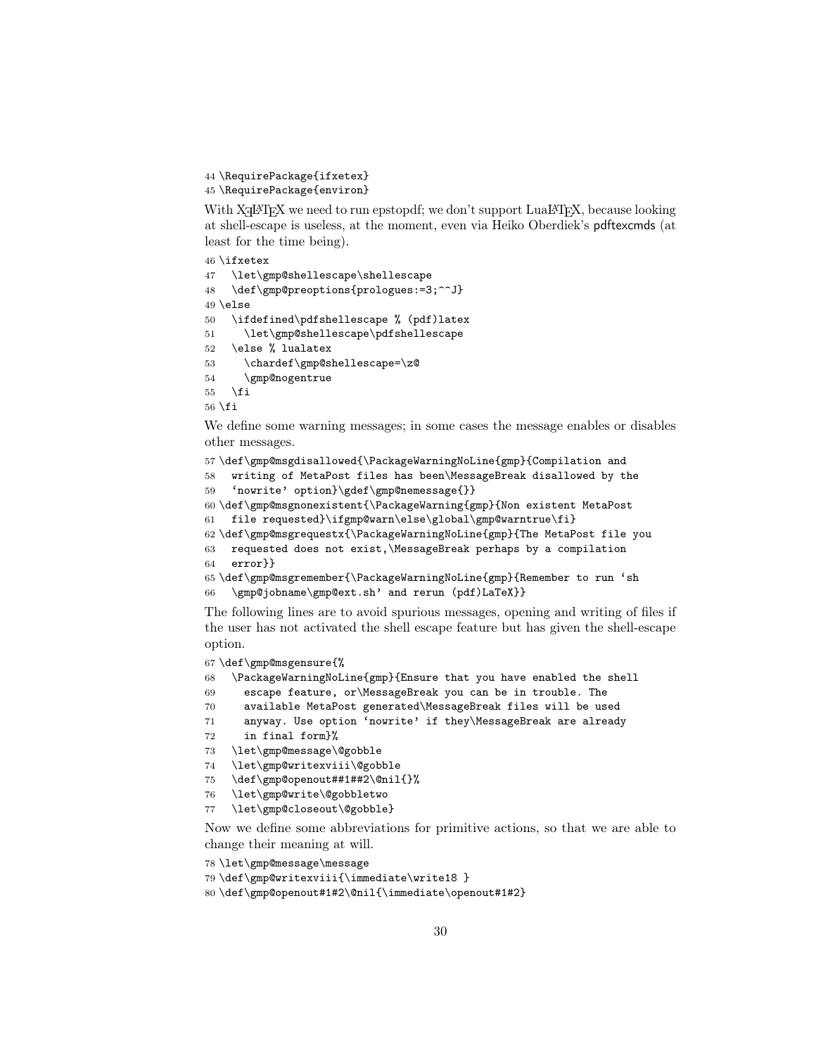```
44 \RequirePackage{ifxetex}
45 \RequirePackage{environ}
```

With XƎLaTeX we need to run epstopdf; we don't support LuaLaTeX, because looking at shell-escape is useless, at the moment, even via Heiko Oberdiek's pdftexcmds (at least for the time being).

```
46 \ifxetex
47   \let\gmp@shellescape\shellescape
48   \def\gmp@preoptions{prologues:=3;^^J}
49 \else
50   \ifdefined\pdfshellescape % (pdf)latex
51     \let\gmp@shellescape\pdfshellescape
52   \else % lualatex
53     \chardef\gmp@shellescape=\z@
54     \gmp@nogentrue
55   \fi
56 \fi
```

We define some warning messages; in some cases the message enables or disables other messages.

```
57 \def\gmp@msgdisallowed{\PackageWarningNoLine{gmp}{Compilation and
58   writing of MetaPost files has been\MessageBreak disallowed by the
59   'nowrite' option}\gdef\gmp@nemessage{}}
60 \def\gmp@msgnonexistent{\PackageWarning{gmp}{Non existent MetaPost
61   file requested}\ifgmp@warn\else\global\gmp@warntrue\fi}
62 \def\gmp@msgrequestx{\PackageWarningNoLine{gmp}{The MetaPost file you
63   requested does not exist,\MessageBreak perhaps by a compilation
64   error}}
65 \def\gmp@msgremember{\PackageWarningNoLine{gmp}{Remember to run 'sh
66   \gmp@jobname\gmp@ext.sh' and rerun (pdf)LaTeX}}
```

The following lines are to avoid spurious messages, opening and writing of files if the user has not activated the shell escape feature but has given the shell-escape option.

```
67 \def\gmp@msgensure{%
68   \PackageWarningNoLine{gmp}{Ensure that you have enabled the shell
69     escape feature, or\MessageBreak you can be in trouble. The
70     available MetaPost generated\MessageBreak files will be used
71     anyway. Use option 'nowrite' if they\MessageBreak are already
72     in final form}%
73   \let\gmp@message\@gobble
74   \let\gmp@writexviii\@gobble
75   \def\gmp@openout##1##2\@nil{}%
76   \let\gmp@write\@gobbletwo
77   \let\gmp@closeout\@gobble}
```

Now we define some abbreviations for primitive actions, so that we are able to change their meaning at will.

```
78 \let\gmp@message\message
79 \def\gmp@writexviii{\immediate\write18 }
80 \def\gmp@openout#1#2\@nil{\immediate\openout#1#2}
```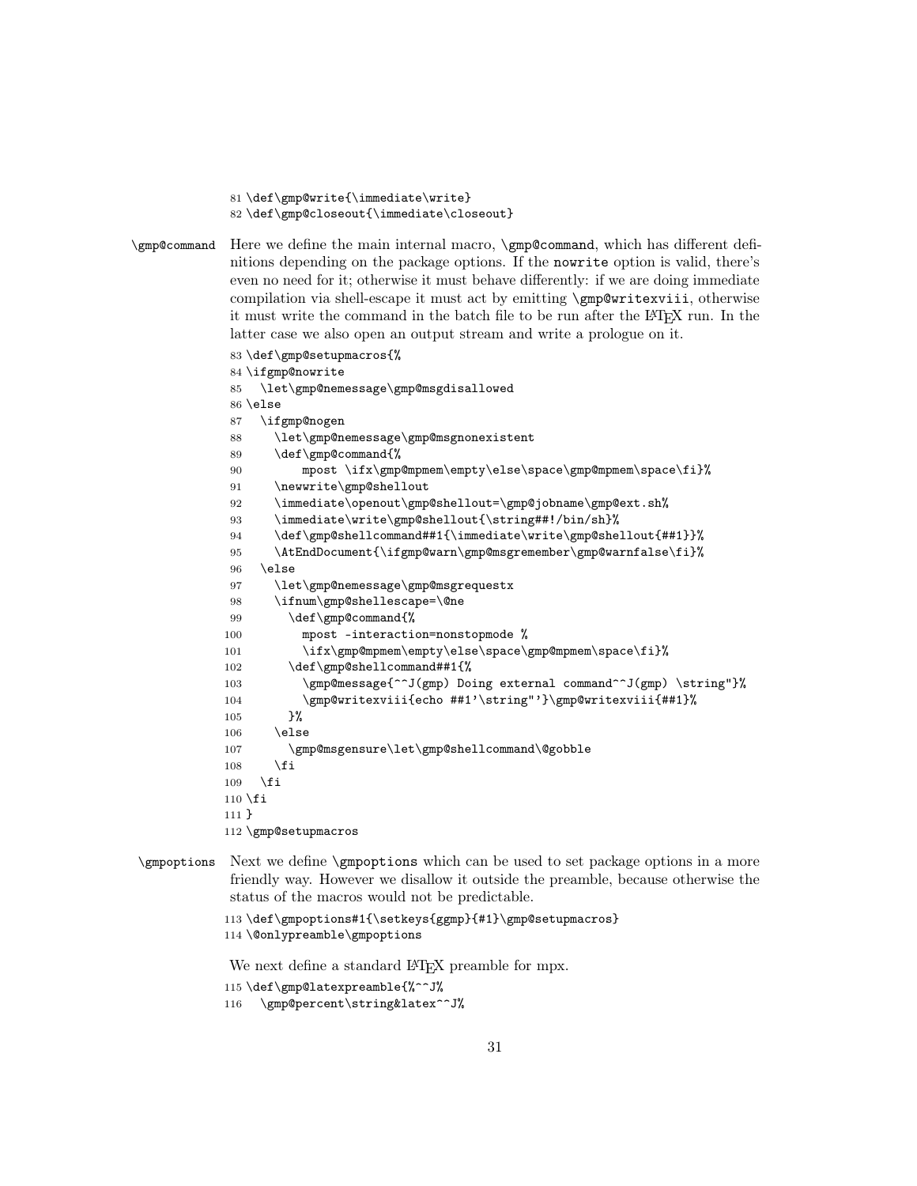```
81 \def\gmp@write{\immediate\write}
82 \def\gmp@closeout{\immediate\closeout}
```

\gmp@command Here we define the main internal macro, \gmp@command, which has different definitions depending on the package options. If the nowrite option is valid, there's even no need for it; otherwise it must behave differently: if we are doing immediate compilation via shell-escape it must act by emitting \gmp@writexviii, otherwise it must write the command in the batch file to be run after the LaTeX run. In the latter case we also open an output stream and write a prologue on it.

```
83 \def\gmp@setupmacros{%
84 \ifgmp@nowrite
85   \let\gmp@nemessage\gmp@msgdisallowed
86 \else
87   \ifgmp@nogen
88     \let\gmp@nemessage\gmp@msgnonexistent
89     \def\gmp@command{%
90         mpost \ifx\gmp@mpmem\empty\else\space\gmp@mpmem\space\fi}%
91     \newwrite\gmp@shellout
92     \immediate\openout\gmp@shellout=\gmp@jobname\gmp@ext.sh%
93     \immediate\write\gmp@shellout{\string##!/bin/sh}%
94     \def\gmp@shellcommand##1{\immediate\write\gmp@shellout{##1}}%
95     \AtEndDocument{\ifgmp@warn\gmp@msgremember\gmp@warnfalse\fi}%
96   \else
97     \let\gmp@nemessage\gmp@msgrequestx
98     \ifnum\gmp@shellescape=\@ne
99       \def\gmp@command{%
100        mpost -interaction=nonstopmode %
101        \ifx\gmp@mpmem\empty\else\space\gmp@mpmem\space\fi}%
102      \def\gmp@shellcommand##1{%
103        \gmp@message{^^J(gmp) Doing external command^^J(gmp) \string"}%
104        \gmp@writexviii{echo ##1'\string"'}\gmp@writexviii{##1}%
105      }%
106    \else
107      \gmp@msgensure\let\gmp@shellcommand\@gobble
108    \fi
109  \fi
110 \fi
111 }
112 \gmp@setupmacros
```

\gmpoptions Next we define \gmpoptions which can be used to set package options in a more friendly way. However we disallow it outside the preamble, because otherwise the status of the macros would not be predictable.

```
113 \def\gmpoptions#1{\setkeys{ggmp}{#1}\gmp@setupmacros}
114 \@onlypreamble\gmpoptions
```

We next define a standard LaTeX preamble for mpx.

```
115 \def\gmp@latexpreamble{%^^J%
116   \gmp@percent\string&latex^^J%
```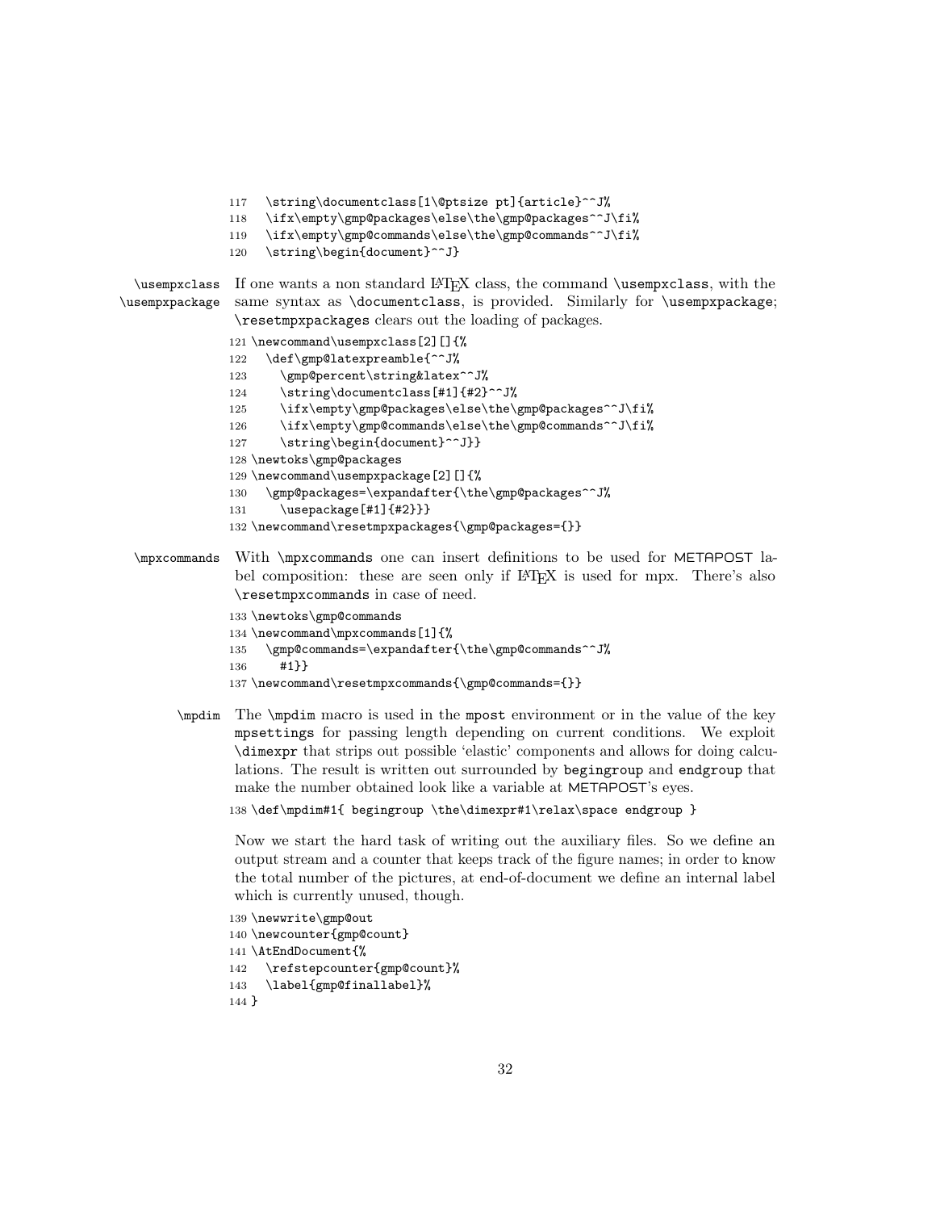```
117   \string\documentclass[1\@ptsize pt]{article}^^J%
118   \ifx\empty\gmp@packages\else\the\gmp@packages^^J\fi%
119   \ifx\empty\gmp@commands\else\the\gmp@commands^^J\fi%
120   \string\begin{document}^^J}
```

\usempxclass \usempxpackage If one wants a non standard LaTeX class, the command \usempxclass, with the same syntax as \documentclass, is provided. Similarly for \usempxpackage; \resetmpxpackages clears out the loading of packages.

```
121 \newcommand\usempxclass[2][]{%
122   \def\gmp@latexpreamble{^^J%
123     \gmp@percent\string&latex^^J%
124     \string\documentclass[#1]{#2}^^J%
125     \ifx\empty\gmp@packages\else\the\gmp@packages^^J\fi%
126     \ifx\empty\gmp@commands\else\the\gmp@commands^^J\fi%
127     \string\begin{document}^^J}}
128 \newtoks\gmp@packages
129 \newcommand\usempxpackage[2][]{%
130   \gmp@packages=\expandafter{\the\gmp@packages^^J%
131     \usepackage[#1]{#2}}}
132 \newcommand\resetmpxpackages{\gmp@packages={}}
```

\mpxcommands With \mpxcommands one can insert definitions to be used for METAPOST label composition: these are seen only if LaTeX is used for mpx. There's also \resetmpxcommands in case of need.

```
133 \newtoks\gmp@commands
134 \newcommand\mpxcommands[1]{%
135   \gmp@commands=\expandafter{\the\gmp@commands^^J%
136     #1}}
137 \newcommand\resetmpxcommands{\gmp@commands={}}
```

\mpdim The \mpdim macro is used in the mpost environment or in the value of the key mpsettings for passing length depending on current conditions. We exploit \dimexpr that strips out possible 'elastic' components and allows for doing calculations. The result is written out surrounded by begingroup and endgroup that make the number obtained look like a variable at METAPOST's eyes.

```
138 \def\mpdim#1{ begingroup \the\dimexpr#1\relax\space endgroup }
```

Now we start the hard task of writing out the auxiliary files. So we define an output stream and a counter that keeps track of the figure names; in order to know the total number of the pictures, at end-of-document we define an internal label which is currently unused, though.

```
139 \newwrite\gmp@out
140 \newcounter{gmp@count}
141 \AtEndDocument{%
142   \refstepcounter{gmp@count}%
143   \label{gmp@finallabel}%
144 }
```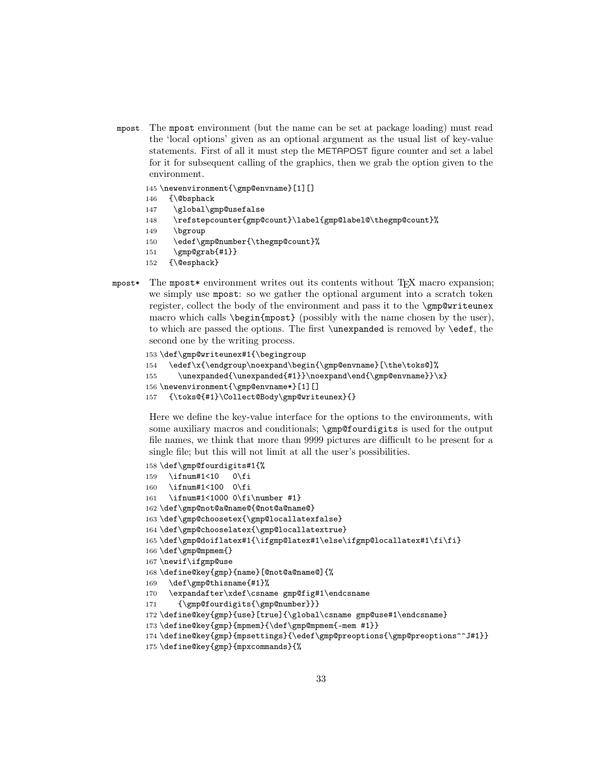mpost The mpost environment (but the name can be set at package loading) must read the 'local options' given as an optional argument as the usual list of key-value statements. First of all it must step the METAPOST figure counter and set a label for it for subsequent calling of the graphics, then we grab the option given to the environment.

```
145 \newenvironment{\gmp@envname}[1][]
146   {\@bsphack
147    \global\gmp@usefalse
148    \refstepcounter{gmp@count}\label{gmp@label@\thegmp@count}%
149    \bgroup
150    \edef\gmp@number{\thegmp@count}%
151    \gmp@grab{#1}}
152   {\@esphack}
```

mpost* The mpost* environment writes out its contents without TeX macro expansion; we simply use mpost: so we gather the optional argument into a scratch token register, collect the body of the environment and pass it to the \gmp@writeunex macro which calls \begin{mpost} (possibly with the name chosen by the user), to which are passed the options. The first \unexpanded is removed by \edef, the second one by the writing process.

```
153 \def\gmp@writeunex#1{\begingroup
154   \edef\x{\endgroup\noexpand\begin{\gmp@envname}[\the\toks@]%
155     \unexpanded{\unexpanded{#1}}\noexpand\end{\gmp@envname}}\x}
156 \newenvironment{\gmp@envname*}[1][]
157   {\toks@{#1}\Collect@Body\gmp@writeunex}{}
```

Here we define the key-value interface for the options to the environments, with some auxiliary macros and conditionals; \gmp@fourdigits is used for the output file names, we think that more than 9999 pictures are difficult to be present for a single file; but this will not limit at all the user's possibilities.

```
158 \def\gmp@fourdigits#1{%
159   \ifnum#1<10   0\fi
160   \ifnum#1<100  0\fi
161   \ifnum#1<1000 0\fi\number #1}
162 \def\gmp@not@a@name@{@not@a@name@}
163 \def\gmp@choosetex{\gmp@locallatexfalse}
164 \def\gmp@chooselatex{\gmp@locallatextrue}
165 \def\gmp@doiflatex#1{\ifgmp@latex#1\else\ifgmp@locallatex#1\fi\fi}
166 \def\gmp@mpmem{}
167 \newif\ifgmp@use
168 \define@key{gmp}{name}[@not@a@name@]{%
169   \def\gmp@thisname{#1}%
170   \expandafter\xdef\csname gmp@fig#1\endcsname
171     {\gmp@fourdigits{\gmp@number}}}
172 \define@key{gmp}{use}[true]{\global\csname gmp@use#1\endcsname}
173 \define@key{gmp}{mpmem}{\def\gmp@mpmem{-mem #1}}
174 \define@key{gmp}{mpsettings}{\edef\gmp@preoptions{\gmp@preoptions^^J#1}}
175 \define@key{gmp}{mpxcommands}{%
```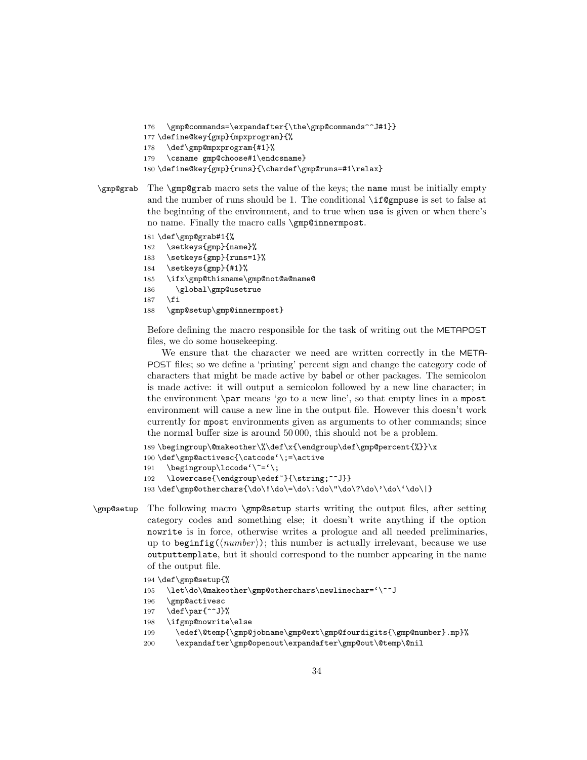```
176   \gmp@commands=\expandafter{\the\gmp@commands^^J#1}}
177 \define@key{gmp}{mpxprogram}{%
178   \def\gmp@mpxprogram{#1}%
179   \csname gmp@choose#1\endcsname}
180 \define@key{gmp}{runs}{\chardef\gmp@runs=#1\relax}
```

`\gmp@grab` The `\gmp@grab` macro sets the value of the keys; the `name` must be initially empty and the number of runs should be 1. The conditional `\if@gmpuse` is set to false at the beginning of the environment, and to true when `use` is given or when there's no name. Finally the macro calls `\gmp@innermpost`.

```
181 \def\gmp@grab#1{%
182   \setkeys{gmp}{name}%
183   \setkeys{gmp}{runs=1}%
184   \setkeys{gmp}{#1}%
185   \ifx\gmp@thisname\gmp@not@a@name@
186     \global\gmp@usetrue
187   \fi
188   \gmp@setup\gmp@innermpost}
```

Before defining the macro responsible for the task of writing out the METAPOST files, we do some housekeeping.

We ensure that the character we need are written correctly in the META-POST files; so we define a 'printing' percent sign and change the category code of characters that might be made active by babel or other packages. The semicolon is made active: it will output a semicolon followed by a new line character; in the environment `\par` means 'go to a new line', so that empty lines in a `mpost` environment will cause a new line in the output file. However this doesn't work currently for `mpost` environments given as arguments to other commands; since the normal buffer size is around 50 000, this should not be a problem.

```
189 \begingroup\@makeother\%\def\x{\endgroup\def\gmp@percent{%}}\x
190 \def\gmp@activesc{\catcode`\;=\active
191   \begingroup\lccode`\~=`\;
192   \lowercase{\endgroup\edef~}{\string;^^J}}
193 \def\gmp@otherchars{\do\!\do\=\do\:\do\"\do\?\do\'\do\`\do\|}
```

`\gmp@setup` The following macro `\gmp@setup` starts writing the output files, after setting category codes and something else; it doesn't write anything if the option `nowrite` is in force, otherwise writes a prologue and all needed preliminaries, up to `beginfig(`⟨*number*⟩`)`; this number is actually irrelevant, because we use `outputtemplate`, but it should correspond to the number appearing in the name of the output file.

```
194 \def\gmp@setup{%
195   \let\do\@makeother\gmp@otherchars\newlinechar=`\^^J
196   \gmp@activesc
197   \def\par{^^J}%
198   \ifgmp@nowrite\else
199     \edef\@temp{\gmp@jobname\gmp@ext\gmp@fourdigits{\gmp@number}.mp}%
200     \expandafter\gmp@openout\expandafter\gmp@out\@temp\@nil
```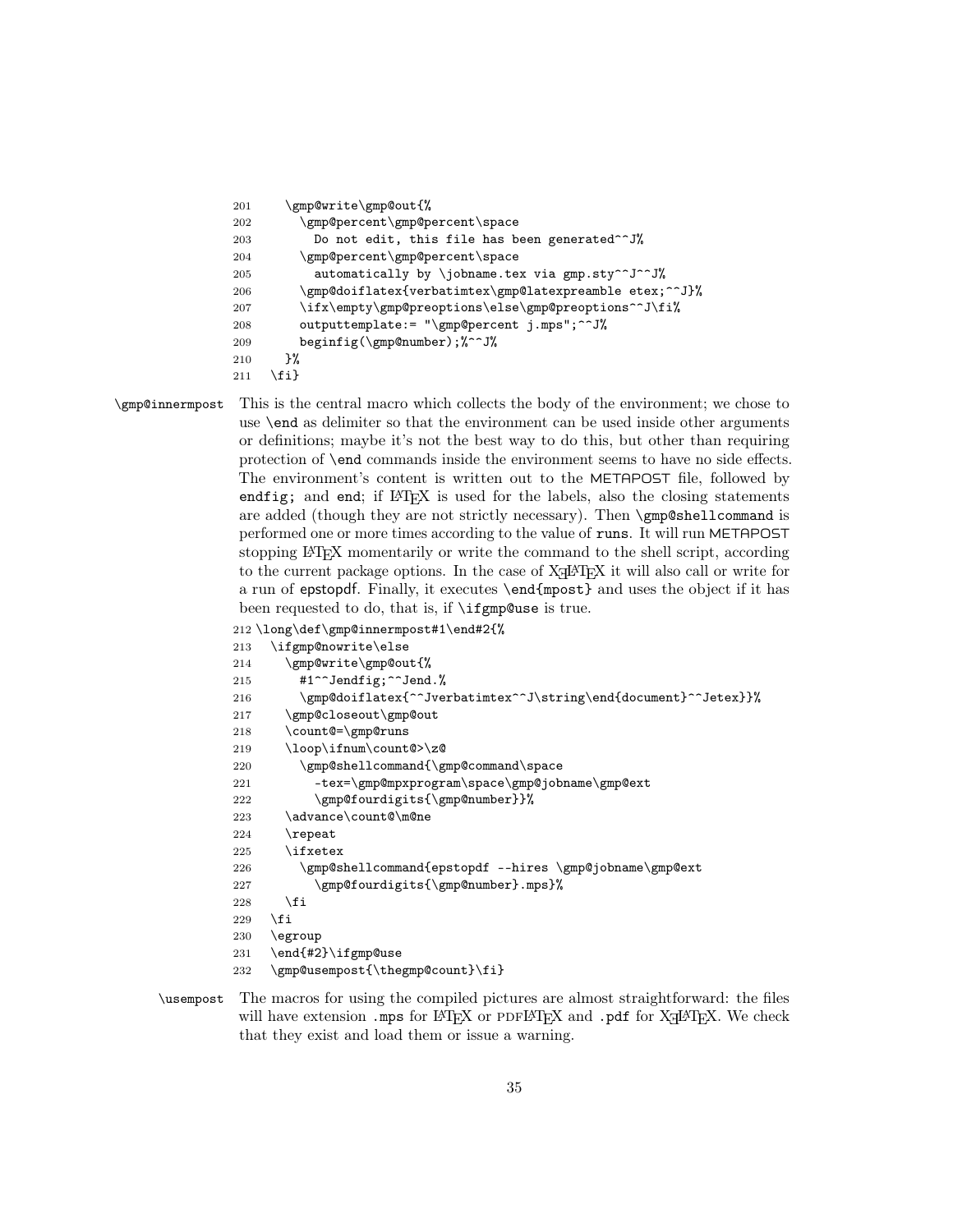```
201     \gmp@write\gmp@out{%
202       \gmp@percent\gmp@percent\space
203         Do not edit, this file has been generated^^J%
204       \gmp@percent\gmp@percent\space
205         automatically by \jobname.tex via gmp.sty^^J^^J%
206       \gmp@doiflatex{verbatimtex\gmp@latexpreamble etex;^^J}%
207       \ifx\empty\gmp@preoptions\else\gmp@preoptions^^J\fi%
208       outputtemplate:= "\gmp@percent j.mps";^^J%
209       beginfig(\gmp@number);%^^J%
210     }%
211   \fi}
```

`\gmp@innermpost` This is the central macro which collects the body of the environment; we chose to use `\end` as delimiter so that the environment can be used inside other arguments or definitions; maybe it's not the best way to do this, but other than requiring protection of `\end` commands inside the environment seems to have no side effects. The environment's content is written out to the METAPOST file, followed by `endfig;` and `end`; if LaTeX is used for the labels, also the closing statements are added (though they are not strictly necessary). Then `\gmp@shellcommand` is performed one or more times according to the value of `runs`. It will run METAPOST stopping LaTeX momentarily or write the command to the shell script, according to the current package options. In the case of XeLaTeX it will also call or write for a run of epstopdf. Finally, it executes `\end{mpost}` and uses the object if it has been requested to do, that is, if `\ifgmp@use` is true.

```
212 \long\def\gmp@innermpost#1\end#2{%
213   \ifgmp@nowrite\else
214     \gmp@write\gmp@out{%
215       #1^^Jendfig;^^Jend.%
216       \gmp@doiflatex{^^Jverbatimtex^^J\string\end{document}^^Jetex}}%
217     \gmp@closeout\gmp@out
218     \count@=\gmp@runs
219     \loop\ifnum\count@>\z@
220       \gmp@shellcommand{\gmp@command\space
221         -tex=\gmp@mpxprogram\space\gmp@jobname\gmp@ext
222         \gmp@fourdigits{\gmp@number}}%
223     \advance\count@\m@ne
224     \repeat
225     \ifxetex
226       \gmp@shellcommand{epstopdf --hires \gmp@jobname\gmp@ext
227         \gmp@fourdigits{\gmp@number}.mps}%
228     \fi
229   \fi
230   \egroup
231   \end{#2}\ifgmp@use
232   \gmp@usempost{\thegmp@count}\fi}
```

`\usempost` The macros for using the compiled pictures are almost straightforward: the files will have extension `.mps` for LaTeX or PDFLaTeX and `.pdf` for XeLaTeX. We check that they exist and load them or issue a warning.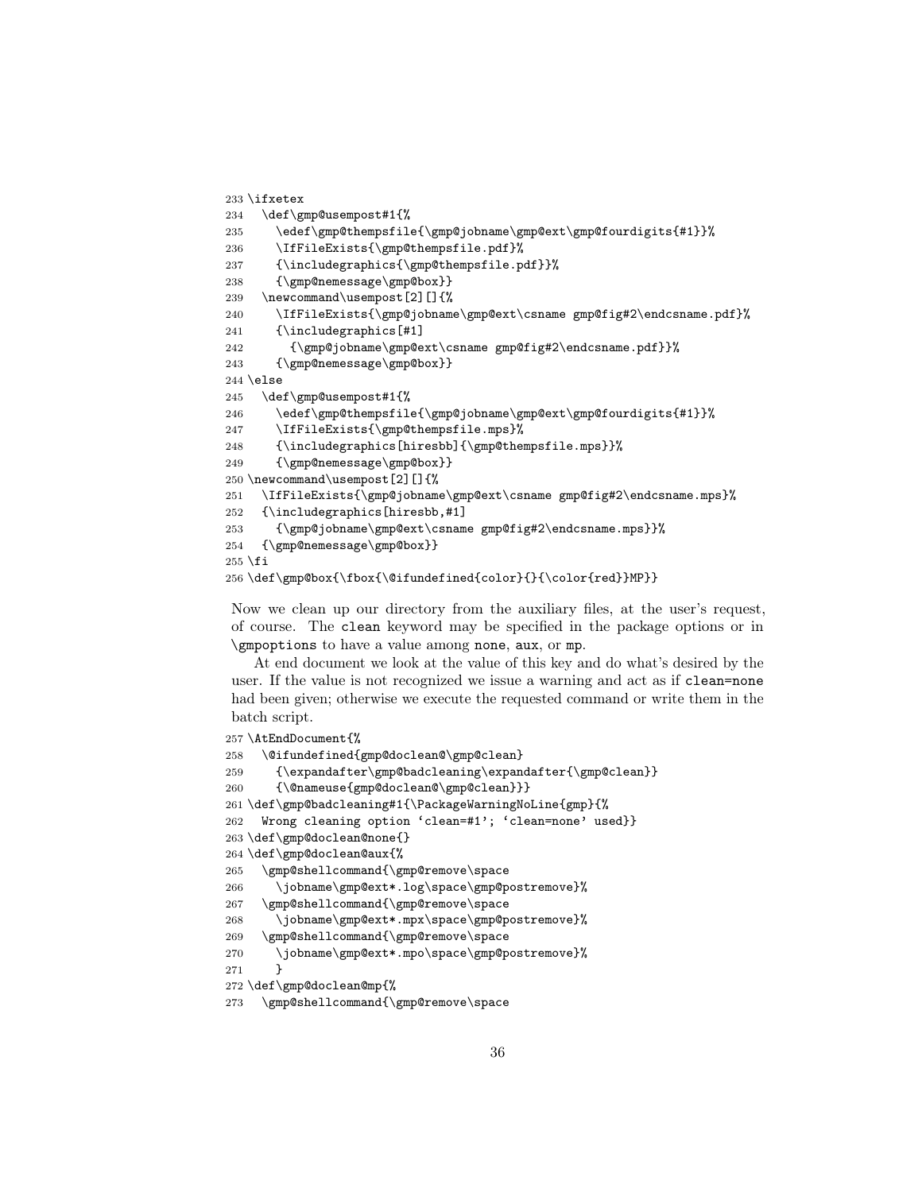```
233 \ifxetex
234   \def\gmp@usempost#1{%
235     \edef\gmp@thempsfile{\gmp@jobname\gmp@ext\gmp@fourdigits{#1}}%
236     \IfFileExists{\gmp@thempsfile.pdf}%
237     {\includegraphics{\gmp@thempsfile.pdf}}%
238     {\gmp@nemessage\gmp@box}}
239   \newcommand\usempost[2][]{%
240     \IfFileExists{\gmp@jobname\gmp@ext\csname gmp@fig#2\endcsname.pdf}%
241     {\includegraphics[#1]
242       {\gmp@jobname\gmp@ext\csname gmp@fig#2\endcsname.pdf}}%
243     {\gmp@nemessage\gmp@box}}
244 \else
245   \def\gmp@usempost#1{%
246     \edef\gmp@thempsfile{\gmp@jobname\gmp@ext\gmp@fourdigits{#1}}%
247     \IfFileExists{\gmp@thempsfile.mps}%
248     {\includegraphics[hiresbb]{\gmp@thempsfile.mps}}%
249     {\gmp@nemessage\gmp@box}}
250 \newcommand\usempost[2][]{%
251   \IfFileExists{\gmp@jobname\gmp@ext\csname gmp@fig#2\endcsname.mps}%
252   {\includegraphics[hiresbb,#1]
253     {\gmp@jobname\gmp@ext\csname gmp@fig#2\endcsname.mps}}%
254   {\gmp@nemessage\gmp@box}}
255 \fi
256 \def\gmp@box{\fbox{\@ifundefined{color}{}{\color{red}}MP}}
```

Now we clean up our directory from the auxiliary files, at the user's request, of course. The `clean` keyword may be specified in the package options or in `\gmpoptions` to have a value among `none`, `aux`, or `mp`.

At end document we look at the value of this key and do what's desired by the user. If the value is not recognized we issue a warning and act as if `clean=none` had been given; otherwise we execute the requested command or write them in the batch script.

```
257 \AtEndDocument{%
258   \@ifundefined{gmp@doclean@\gmp@clean}
259     {\expandafter\gmp@badcleaning\expandafter{\gmp@clean}}
260     {\@nameuse{gmp@doclean@\gmp@clean}}}
261 \def\gmp@badcleaning#1{\PackageWarningNoLine{gmp}{%
262   Wrong cleaning option 'clean=#1'; 'clean=none' used}}
263 \def\gmp@doclean@none{}
264 \def\gmp@doclean@aux{%
265   \gmp@shellcommand{\gmp@remove\space
266     \jobname\gmp@ext*.log\space\gmp@postremove}%
267   \gmp@shellcommand{\gmp@remove\space
268     \jobname\gmp@ext*.mpx\space\gmp@postremove}%
269   \gmp@shellcommand{\gmp@remove\space
270     \jobname\gmp@ext*.mpo\space\gmp@postremove}%
271     }
272 \def\gmp@doclean@mp{%
273   \gmp@shellcommand{\gmp@remove\space
```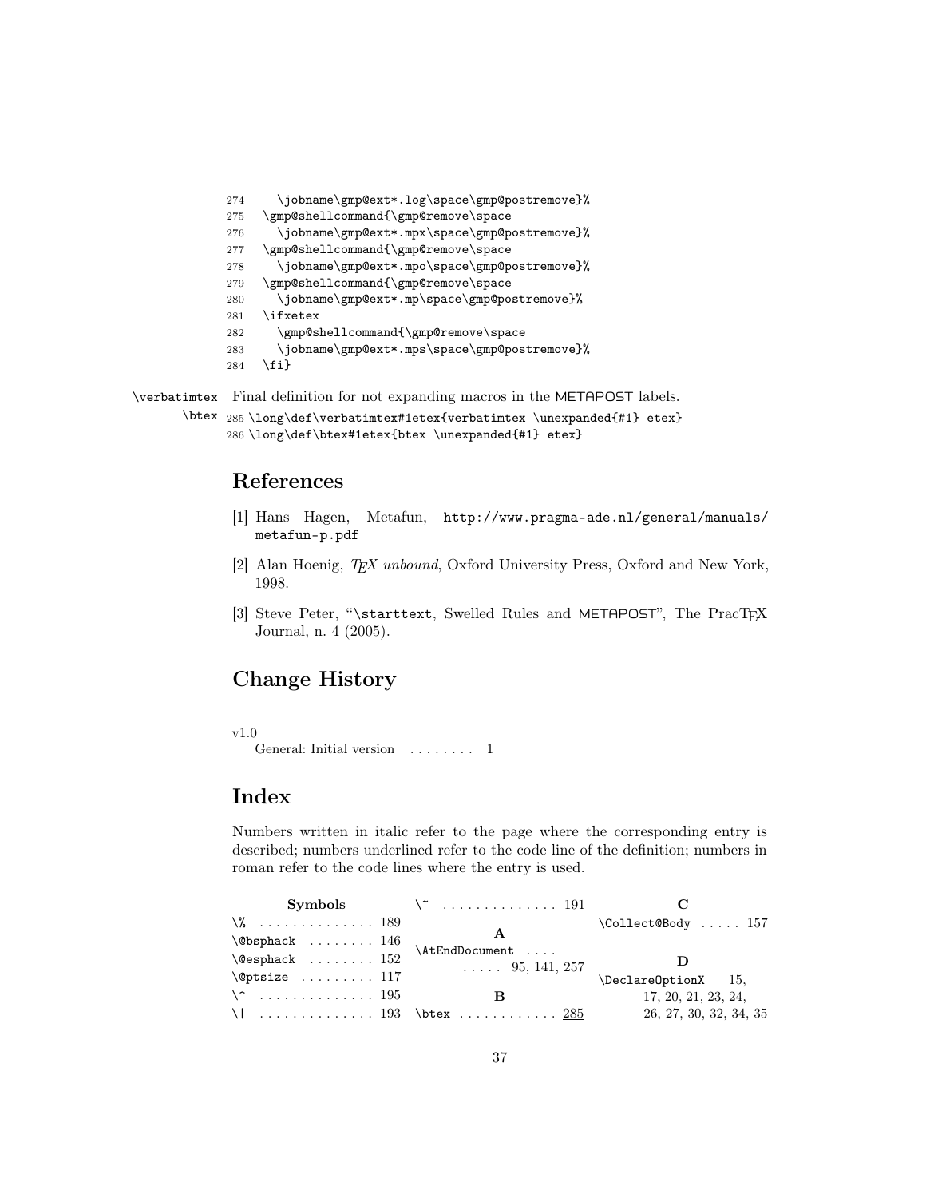```
274     \jobname\gmp@ext*.log\space\gmp@postremove}%
275   \gmp@shellcommand{\gmp@remove\space
276     \jobname\gmp@ext*.mpx\space\gmp@postremove}%
277   \gmp@shellcommand{\gmp@remove\space
278     \jobname\gmp@ext*.mpo\space\gmp@postremove}%
279   \gmp@shellcommand{\gmp@remove\space
280     \jobname\gmp@ext*.mp\space\gmp@postremove}%
281   \ifxetex
282     \gmp@shellcommand{\gmp@remove\space
283     \jobname\gmp@ext*.mps\space\gmp@postremove}%
284   \fi}
```

\verbatimtex \btex Final definition for not expanding macros in the METAPOST labels.

```
285 \long\def\verbatimtex#1etex{verbatimtex \unexpanded{#1} etex}
286 \long\def\btex#1etex{btex \unexpanded{#1} etex}
```

## References

[1] Hans Hagen, Metafun, `http://www.pragma-ade.nl/general/manuals/metafun-p.pdf`

[2] Alan Hoenig, *TEX unbound*, Oxford University Press, Oxford and New York, 1998.

[3] Steve Peter, "`\starttext`, Swelled Rules and METAPOST", The PracTEX Journal, n. 4 (2005).

## Change History

v1.0
General: Initial version . . . . . . . . 1

## Index

Numbers written in italic refer to the page where the corresponding entry is described; numbers underlined refer to the code line of the definition; numbers in roman refer to the code lines where the entry is used.

**Symbols**

`\%` . . . . . . . . . . . . . . 189
`\@bsphack` . . . . . . . . 146
`\@esphack` . . . . . . . . 152
`\@ptsize` . . . . . . . . . 117
`\^` . . . . . . . . . . . . . . 195
`\|` . . . . . . . . . . . . . . 193
`\~` . . . . . . . . . . . . . . 191

**A**

`\AtEndDocument` . . . . . . . . . 95, 141, 257

**B**

`\btex` . . . . . . . . . . . . 285

**C**

`\Collect@Body` . . . . . 157

**D**

`\DeclareOptionX` 15, 17, 20, 21, 23, 24, 26, 27, 30, 32, 34, 35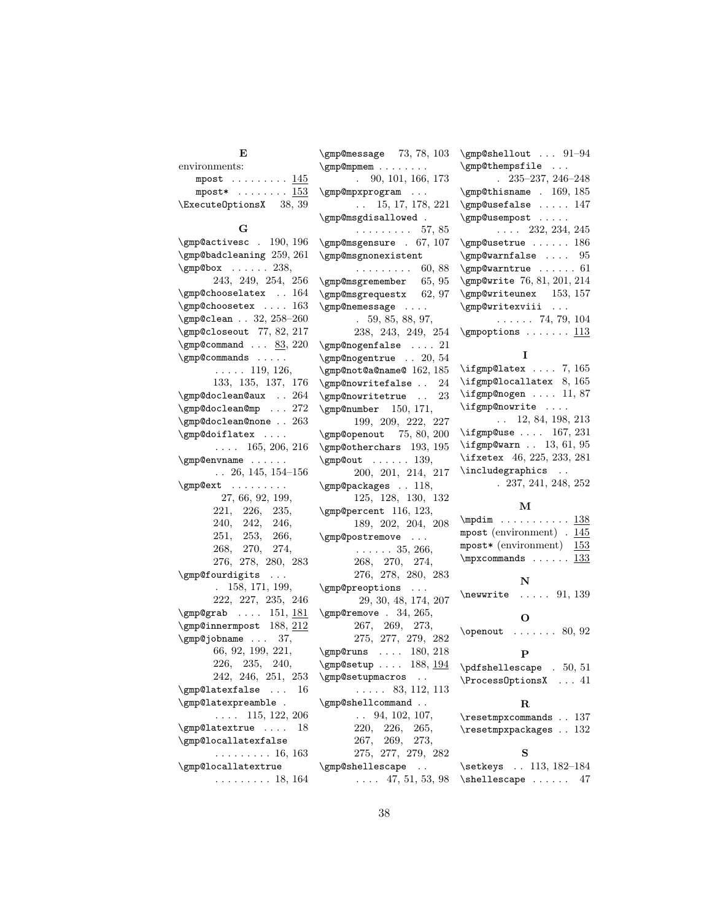### E

environments:
- mpost . . . . . . . . . 145
- mpost* . . . . . . . . 153

\ExecuteOptionsX 38, 39

### G

\gmp@activesc . 190, 196
\gmp@badcleaning 259, 261
\gmp@box . . . . . . 238, 243, 249, 254, 256
\gmp@chooselatex . . 164
\gmp@choosetex . . . . 163
\gmp@clean . . 32, 258–260
\gmp@closeout 77, 82, 217
\gmp@command . . . 83, 220
\gmp@commands . . . . . . . . . 119, 126, 133, 135, 137, 176
\gmp@doclean@aux . . 264
\gmp@doclean@mp . . . 272
\gmp@doclean@none . . 263
\gmp@doiflatex . . . . . . . . 165, 206, 216
\gmp@envname . . . . . . . . 26, 145, 154–156
\gmp@ext . . . . . . . . . 27, 66, 92, 199, 221, 226, 235, 240, 242, 246, 251, 253, 266, 268, 270, 274, 276, 278, 280, 283
\gmp@fourdigits . . . . 158, 171, 199, 222, 227, 235, 246
\gmp@grab . . . . 151, 181
\gmp@innermpost 188, 212
\gmp@jobname . . . 37, 66, 92, 199, 221, 226, 235, 240, 242, 246, 251, 253
\gmp@latexfalse . . . 16
\gmp@latexpreamble . . . . . 115, 122, 206
\gmp@latextrue . . . . 18
\gmp@locallatexfalse . . . . . . . . . 16, 163
\gmp@locallatextrue . . . . . . . . . 18, 164
\gmp@message 73, 78, 103
\gmp@mpmem . . . . . . . . . 90, 101, 166, 173
\gmp@mpxprogram . . . . . 15, 17, 178, 221
\gmp@msgdisallowed . . . . . . . . . . 57, 85
\gmp@msgensure . 67, 107
\gmp@msgnonexistent . . . . . . . . . 60, 88
\gmp@msgremember 65, 95
\gmp@msgrequestx 62, 97
\gmp@nemessage . . . . . 59, 85, 88, 97, 238, 243, 249, 254
\gmp@nogenfalse . . . . 21
\gmp@nogentrue . . 20, 54
\gmp@not@a@name@ 162, 185
\gmp@nowritefalse . . 24
\gmp@nowritetrue . . 23
\gmp@number 150, 171, 199, 209, 222, 227
\gmp@openout 75, 80, 200
\gmp@otherchars 193, 195
\gmp@out . . . . . . 139, 200, 201, 214, 217
\gmp@packages . . 118, 125, 128, 130, 132
\gmp@percent 116, 123, 189, 202, 204, 208
\gmp@postremove . . . . . . . . . 35, 266, 268, 270, 274, 276, 278, 280, 283
\gmp@preoptions . . . 29, 30, 48, 174, 207
\gmp@remove . 34, 265, 267, 269, 273, 275, 277, 279, 282
\gmp@runs . . . . 180, 218
\gmp@setup . . . . 188, 194
\gmp@setupmacros . . . . . . . 83, 112, 113
\gmp@shellcommand . . . . 94, 102, 107, 220, 226, 265, 267, 269, 273, 275, 277, 279, 282
\gmp@shellescape . . . . . . 47, 51, 53, 98
\gmp@shellout . . . 91–94
\gmp@thempsfile . . . . 235–237, 246–248
\gmp@thisname . 169, 185
\gmp@usefalse . . . . . 147
\gmp@usempost . . . . . . . . . 232, 234, 245
\gmp@usetrue . . . . . . 186
\gmp@warnfalse . . . . 95
\gmp@warntrue . . . . . . 61
\gmp@write 76, 81, 201, 214
\gmp@writeunex 153, 157
\gmp@writexviii . . . . . . . . . 74, 79, 104
\gmpoptions . . . . . . . 113

### I

\ifgmp@latex . . . . 7, 165
\ifgmp@locallatex 8, 165
\ifgmp@nogen . . . . 11, 87
\ifgmp@nowrite . . . . . . 12, 84, 198, 213
\ifgmp@use . . . . 167, 231
\ifgmp@warn . . 13, 61, 95
\ifxetex 46, 225, 233, 281
\includegraphics . . . 237, 241, 248, 252

### M

\mpdim . . . . . . . . . . . 138
mpost (environment) . 145
mpost* (environment) 153
\mpxcommands . . . . . . 133

### N

\newwrite . . . . . 91, 139

### O

\openout . . . . . . . 80, 92

### P

\pdfshellescape . 50, 51
\ProcessOptionsX . . . 41

### R

\resetmpxcommands . . 137
\resetmpxpackages . . 132

### S

\setkeys . . 113, 182–184
\shellescape . . . . . . 47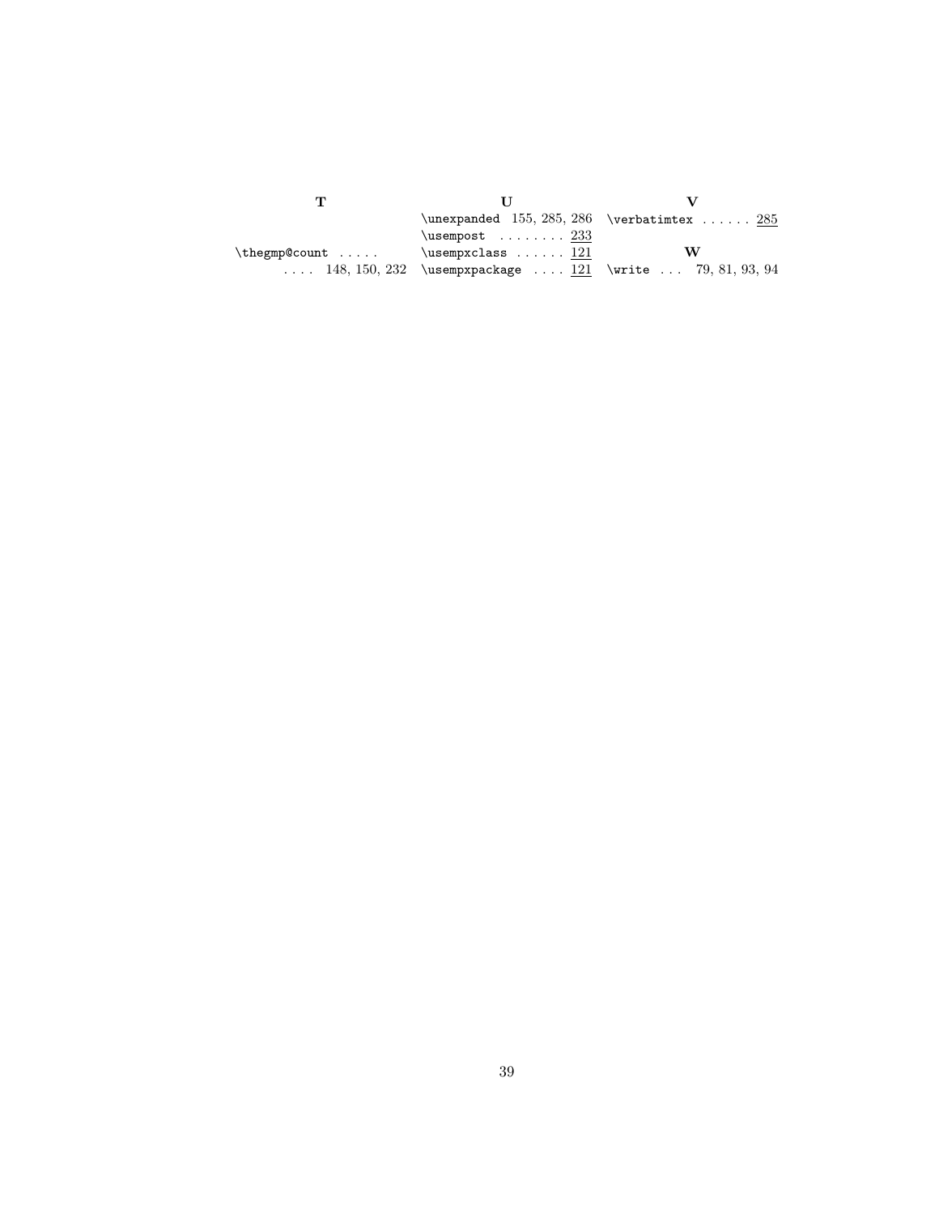**T**

\thegmp@count . . . . . . . . . 148, 150, 232

**U**

\unexpanded 155, 285, 286

\usempost . . . . . . . . 233

\usempxclass . . . . . . 121

\usempxpackage . . . . 121

**V**

\verbatimtex . . . . . . 285

**W**

\write . . . 79, 81, 93, 94